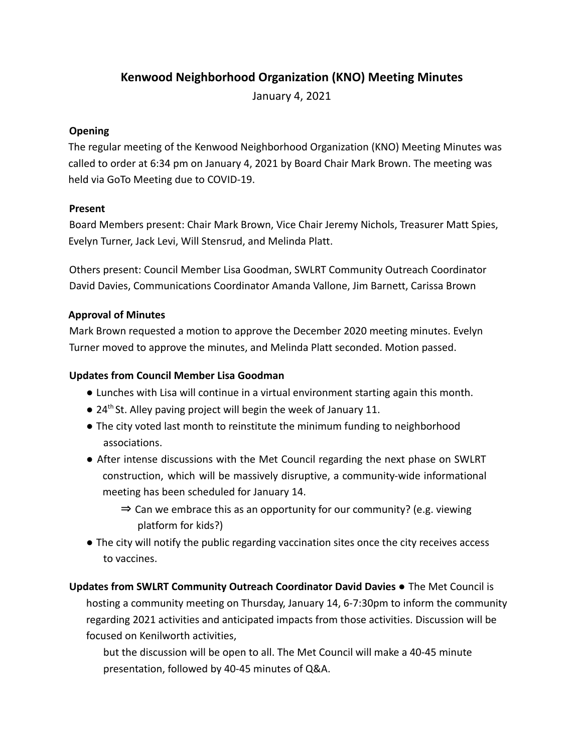# Kenwood Neighborhood Organization (KNO) Meeting Minutes

January 4, 2021

## Opening

The regular meeting of the Kenwood Neighborhood Organization (KNO) Meeting Minutes was called to order at 6:34 pm on January 4, 2021 by Board Chair Mark Brown. The meeting was held via GoTo Meeting due to COVID-19.

## Present

Board Members present: Chair Mark Brown, Vice Chair Jeremy Nichols, Treasurer Matt Spies, Evelyn Turner, Jack Levi, Will Stensrud, and Melinda Platt.

Others present: Council Member Lisa Goodman, SWLRT Community Outreach Coordinator David Davies, Communications Coordinator Amanda Vallone, Jim Barnett, Carissa Brown

## Approval of Minutes

Mark Brown requested a motion to approve the December 2020 meeting minutes. Evelyn Turner moved to approve the minutes, and Melinda Platt seconded. Motion passed.

## Updates from Council Member Lisa Goodman

- Lunches with Lisa will continue in a virtual environment starting again this month.
- 24th St. Alley paving project will begin the week of January 11.
- The city voted last month to reinstitute the minimum funding to neighborhood associations.
- After intense discussions with the Met Council regarding the next phase on SWLRT construction, which will be massively disruptive, a community-wide informational meeting has been scheduled for January 14.
  - ⇒ Can we embrace this as an opportunity for our community? (e.g. viewing platform for kids?)
- The city will notify the public regarding vaccination sites once the city receives access to vaccines.

## Updates from SWLRT Community Outreach Coordinator David Davies

- The Met Council is hosting a community meeting on Thursday, January 14, 6-7:30pm to inform the community regarding 2021 activities and anticipated impacts from those activities. Discussion will be focused on Kenilworth activities, but the discussion will be open to all. The Met Council will make a 40-45 minute presentation, followed by 40-45 minutes of Q&A.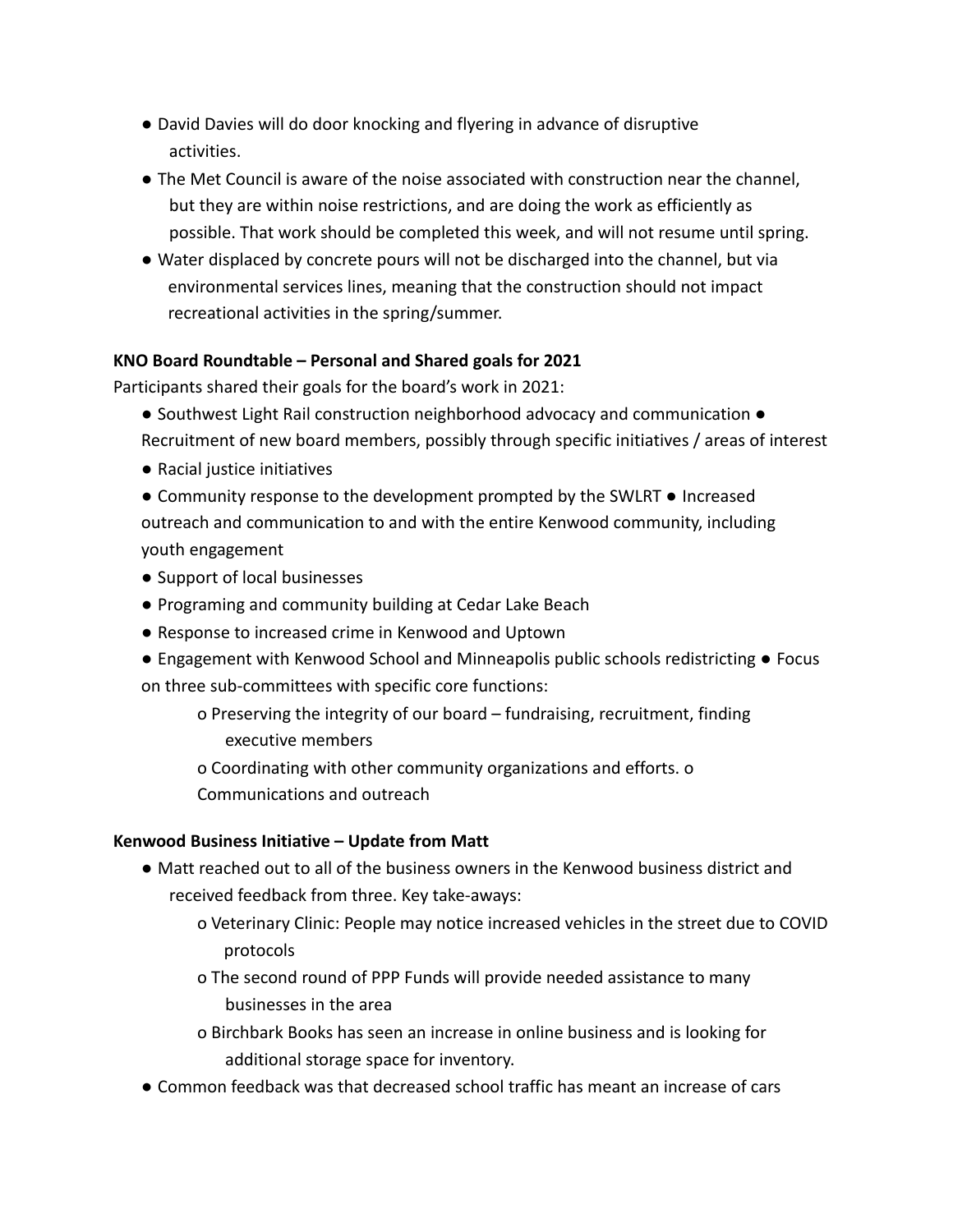- David Davies will do door knocking and flyering in advance of disruptive activities.
- The Met Council is aware of the noise associated with construction near the channel, but they are within noise restrictions, and are doing the work as efficiently as possible. That work should be completed this week, and will not resume until spring.
- Water displaced by concrete pours will not be discharged into the channel, but via environmental services lines, meaning that the construction should not impact recreational activities in the spring/summer.

**KNO Board Roundtable – Personal and Shared goals for 2021**

Participants shared their goals for the board's work in 2021:

- Southwest Light Rail construction neighborhood advocacy and communication
- Recruitment of new board members, possibly through specific initiatives / areas of interest
- Racial justice initiatives
- Community response to the development prompted by the SWLRT
- Increased outreach and communication to and with the entire Kenwood community, including youth engagement
- Support of local businesses
- Programing and community building at Cedar Lake Beach
- Response to increased crime in Kenwood and Uptown
- Engagement with Kenwood School and Minneapolis public schools redistricting
- Focus on three sub-committees with specific core functions:
  - Preserving the integrity of our board – fundraising, recruitment, finding executive members
  - Coordinating with other community organizations and efforts.
  - Communications and outreach

**Kenwood Business Initiative – Update from Matt**

- Matt reached out to all of the business owners in the Kenwood business district and received feedback from three. Key take-aways:
  - Veterinary Clinic: People may notice increased vehicles in the street due to COVID protocols
  - The second round of PPP Funds will provide needed assistance to many businesses in the area
  - Birchbark Books has seen an increase in online business and is looking for additional storage space for inventory.
- Common feedback was that decreased school traffic has meant an increase of cars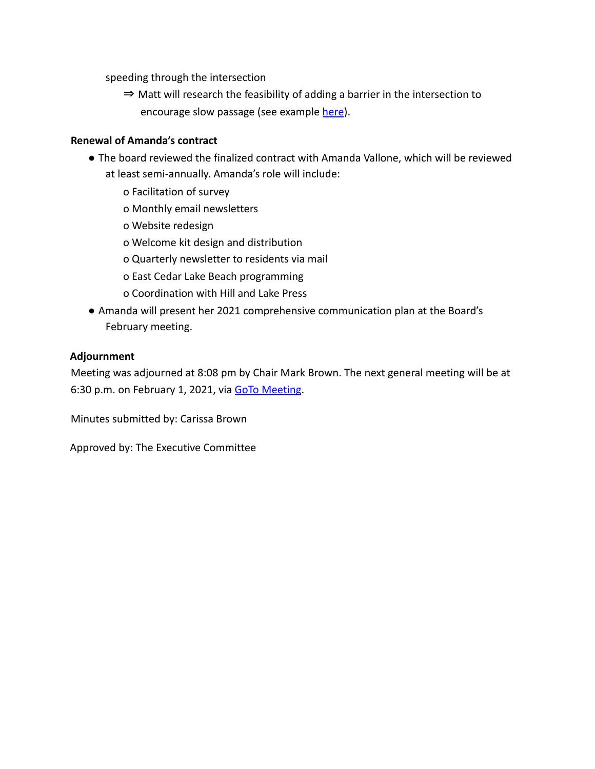speeding through the intersection

⇒ Matt will research the feasibility of adding a barrier in the intersection to encourage slow passage (see example here).

**Renewal of Amanda's contract**

- The board reviewed the finalized contract with Amanda Vallone, which will be reviewed at least semi-annually. Amanda's role will include:
  - Facilitation of survey
  - Monthly email newsletters
  - Website redesign
  - Welcome kit design and distribution
  - Quarterly newsletter to residents via mail
  - East Cedar Lake Beach programming
  - Coordination with Hill and Lake Press
- Amanda will present her 2021 comprehensive communication plan at the Board's February meeting.

**Adjournment**

Meeting was adjourned at 8:08 pm by Chair Mark Brown. The next general meeting will be at 6:30 p.m. on February 1, 2021, via GoTo Meeting.

Minutes submitted by: Carissa Brown

Approved by: The Executive Committee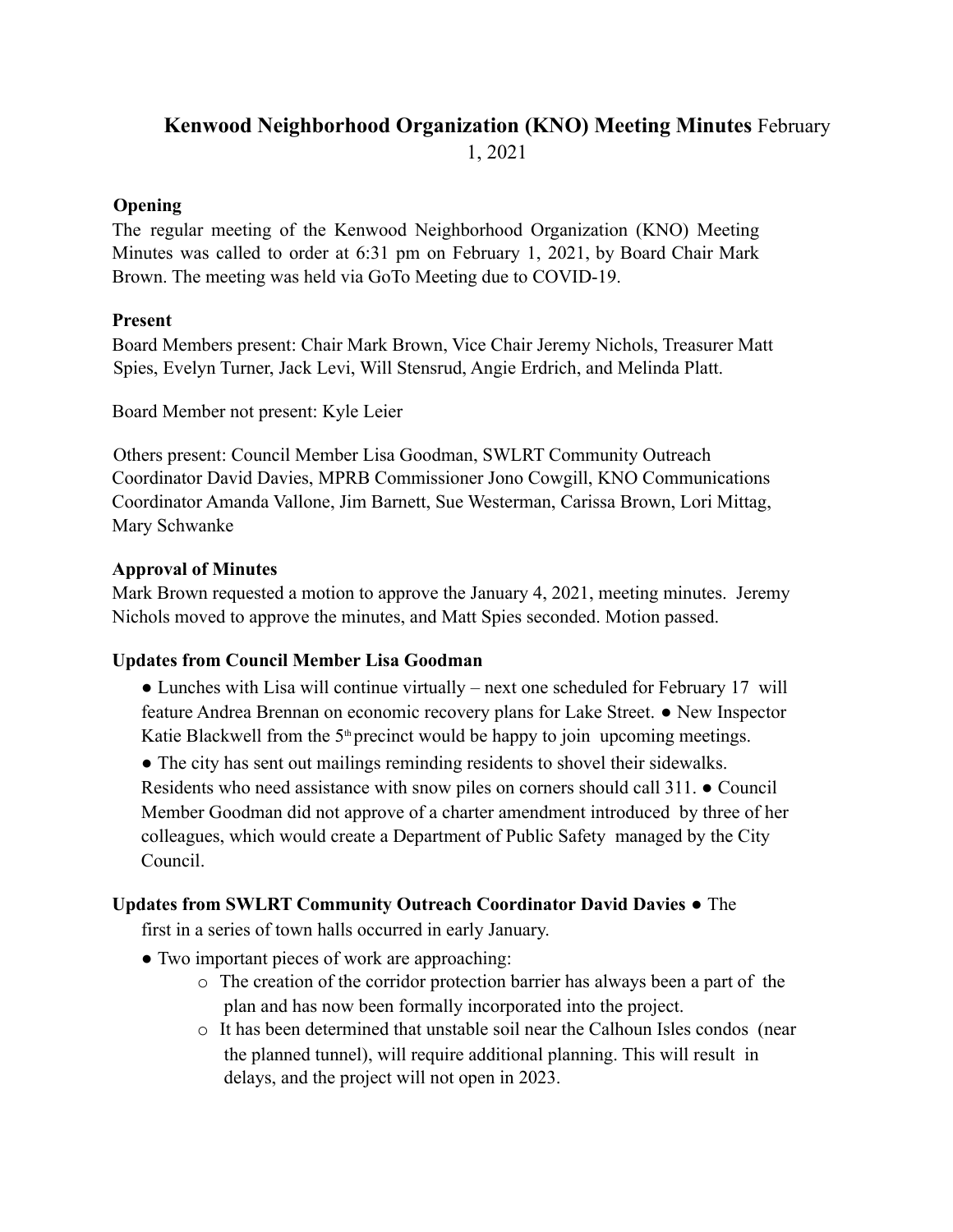# Kenwood Neighborhood Organization (KNO) Meeting Minutes February 1, 2021

**Opening**

The regular meeting of the Kenwood Neighborhood Organization (KNO) Meeting Minutes was called to order at 6:31 pm on February 1, 2021, by Board Chair Mark Brown. The meeting was held via GoTo Meeting due to COVID-19.

**Present**

Board Members present: Chair Mark Brown, Vice Chair Jeremy Nichols, Treasurer Matt Spies, Evelyn Turner, Jack Levi, Will Stensrud, Angie Erdrich, and Melinda Platt.

Board Member not present: Kyle Leier

Others present: Council Member Lisa Goodman, SWLRT Community Outreach Coordinator David Davies, MPRB Commissioner Jono Cowgill, KNO Communications Coordinator Amanda Vallone, Jim Barnett, Sue Westerman, Carissa Brown, Lori Mittag, Mary Schwanke

**Approval of Minutes**

Mark Brown requested a motion to approve the January 4, 2021, meeting minutes. Jeremy Nichols moved to approve the minutes, and Matt Spies seconded. Motion passed.

**Updates from Council Member Lisa Goodman**

- Lunches with Lisa will continue virtually – next one scheduled for February 17 will feature Andrea Brennan on economic recovery plans for Lake Street.
- New Inspector Katie Blackwell from the 5th precinct would be happy to join upcoming meetings.
- The city has sent out mailings reminding residents to shovel their sidewalks. Residents who need assistance with snow piles on corners should call 311.
- Council Member Goodman did not approve of a charter amendment introduced by three of her colleagues, which would create a Department of Public Safety managed by the City Council.

**Updates from SWLRT Community Outreach Coordinator David Davies**

- The first in a series of town halls occurred in early January.
- Two important pieces of work are approaching:
  - The creation of the corridor protection barrier has always been a part of the plan and has now been formally incorporated into the project.
  - It has been determined that unstable soil near the Calhoun Isles condos (near the planned tunnel), will require additional planning. This will result in delays, and the project will not open in 2023.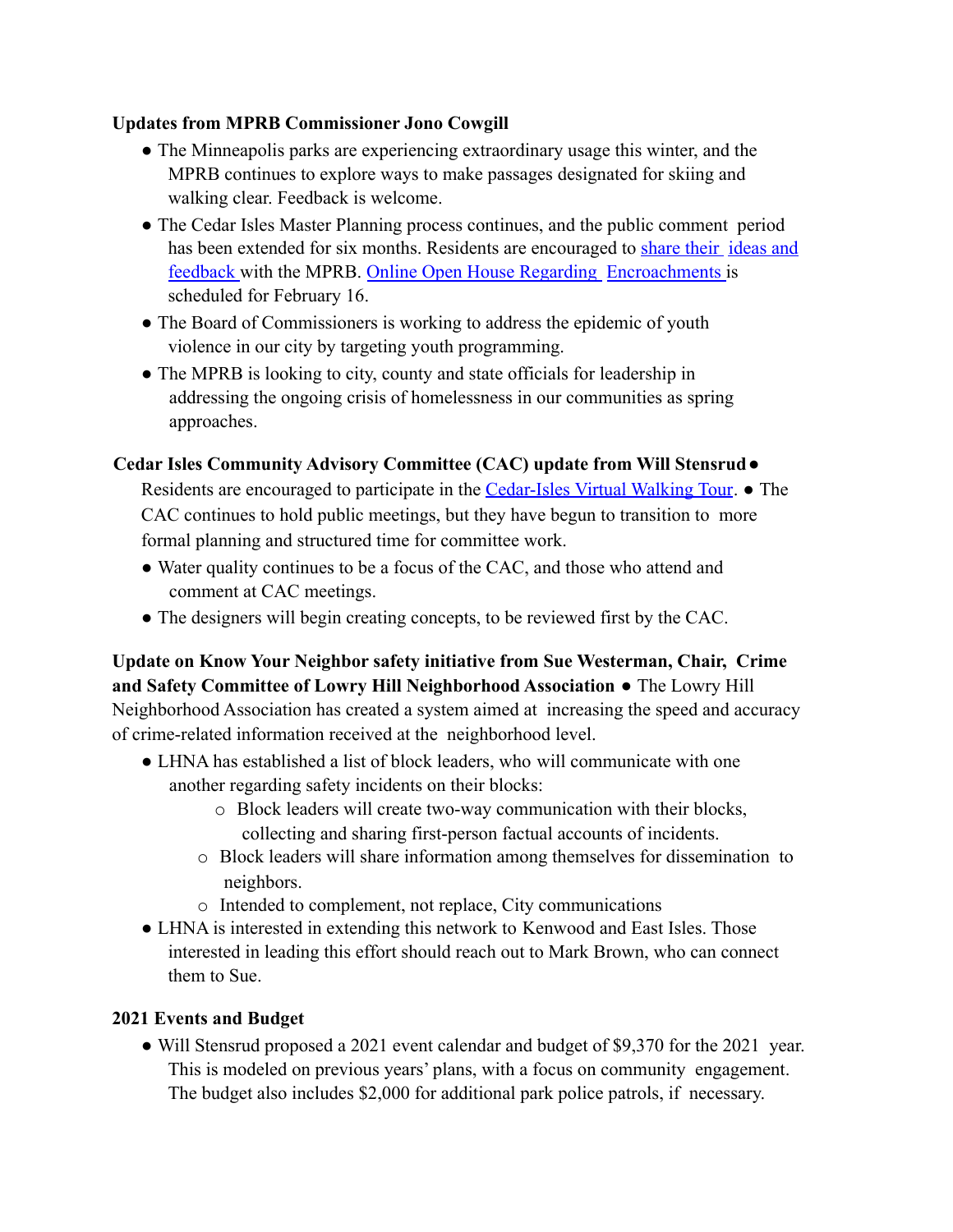**Updates from MPRB Commissioner Jono Cowgill**

- The Minneapolis parks are experiencing extraordinary usage this winter, and the MPRB continues to explore ways to make passages designated for skiing and walking clear. Feedback is welcome.
- The Cedar Isles Master Planning process continues, and the public comment period has been extended for six months. Residents are encouraged to share their ideas and feedback with the MPRB. Online Open House Regarding Encroachments is scheduled for February 16.
- The Board of Commissioners is working to address the epidemic of youth violence in our city by targeting youth programming.
- The MPRB is looking to city, county and state officials for leadership in addressing the ongoing crisis of homelessness in our communities as spring approaches.

**Cedar Isles Community Advisory Committee (CAC) update from Will Stensrud**

- Residents are encouraged to participate in the Cedar-Isles Virtual Walking Tour.
- The CAC continues to hold public meetings, but they have begun to transition to more formal planning and structured time for committee work.
- Water quality continues to be a focus of the CAC, and those who attend and comment at CAC meetings.
- The designers will begin creating concepts, to be reviewed first by the CAC.

**Update on Know Your Neighbor safety initiative from Sue Westerman, Chair, Crime and Safety Committee of Lowry Hill Neighborhood Association**

- The Lowry Hill Neighborhood Association has created a system aimed at increasing the speed and accuracy of crime-related information received at the neighborhood level.
- LHNA has established a list of block leaders, who will communicate with one another regarding safety incidents on their blocks:
  - Block leaders will create two-way communication with their blocks, collecting and sharing first-person factual accounts of incidents.
  - Block leaders will share information among themselves for dissemination to neighbors.
  - Intended to complement, not replace, City communications
- LHNA is interested in extending this network to Kenwood and East Isles. Those interested in leading this effort should reach out to Mark Brown, who can connect them to Sue.

**2021 Events and Budget**

- Will Stensrud proposed a 2021 event calendar and budget of $9,370 for the 2021 year. This is modeled on previous years' plans, with a focus on community engagement. The budget also includes $2,000 for additional park police patrols, if necessary.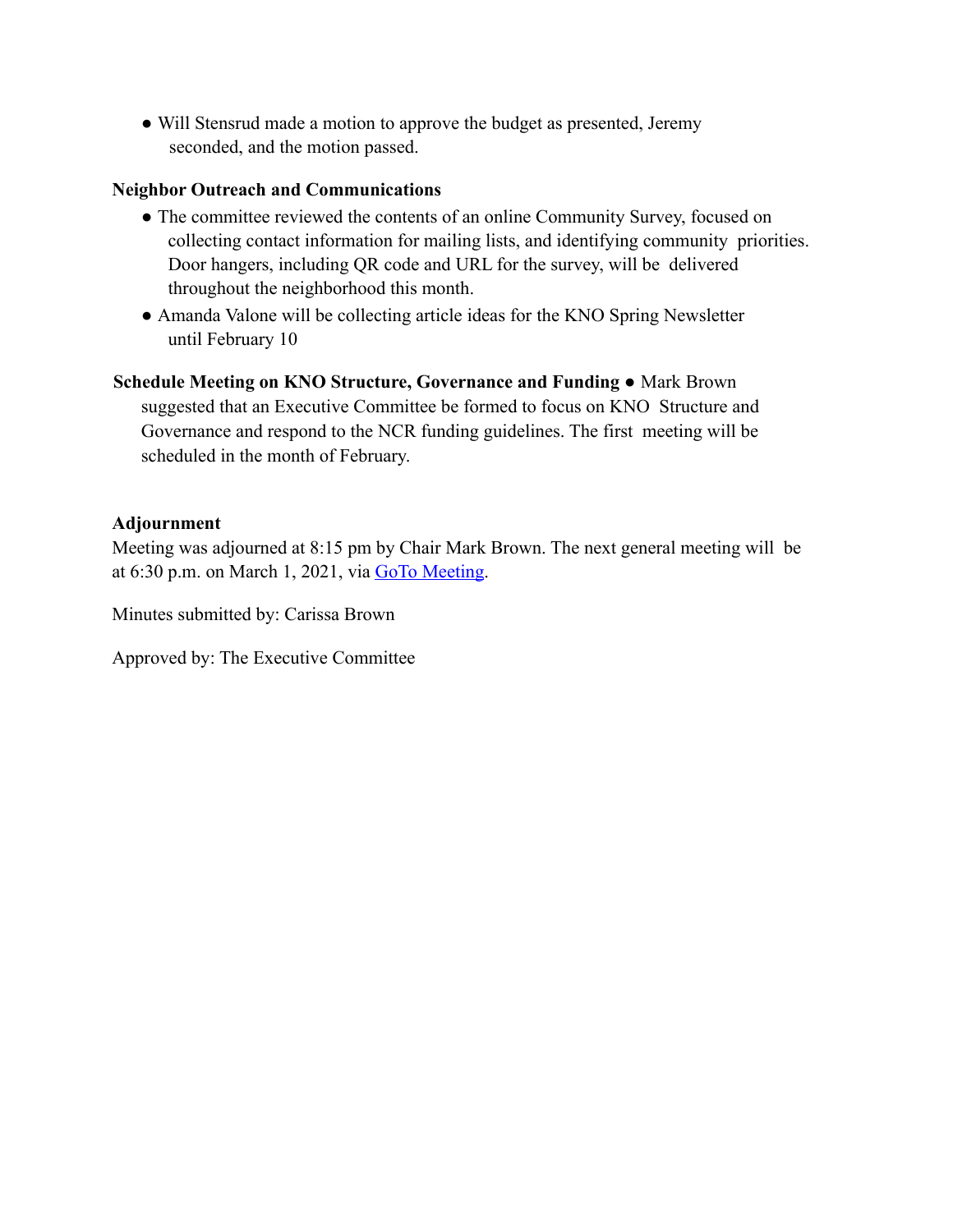- Will Stensrud made a motion to approve the budget as presented, Jeremy seconded, and the motion passed.

**Neighbor Outreach and Communications**

- The committee reviewed the contents of an online Community Survey, focused on collecting contact information for mailing lists, and identifying community priorities. Door hangers, including QR code and URL for the survey, will be delivered throughout the neighborhood this month.
- Amanda Valone will be collecting article ideas for the KNO Spring Newsletter until February 10

**Schedule Meeting on KNO Structure, Governance and Funding**

- Mark Brown suggested that an Executive Committee be formed to focus on KNO Structure and Governance and respond to the NCR funding guidelines. The first meeting will be scheduled in the month of February.

**Adjournment**

Meeting was adjourned at 8:15 pm by Chair Mark Brown. The next general meeting will be at 6:30 p.m. on March 1, 2021, via GoTo Meeting.

Minutes submitted by: Carissa Brown

Approved by: The Executive Committee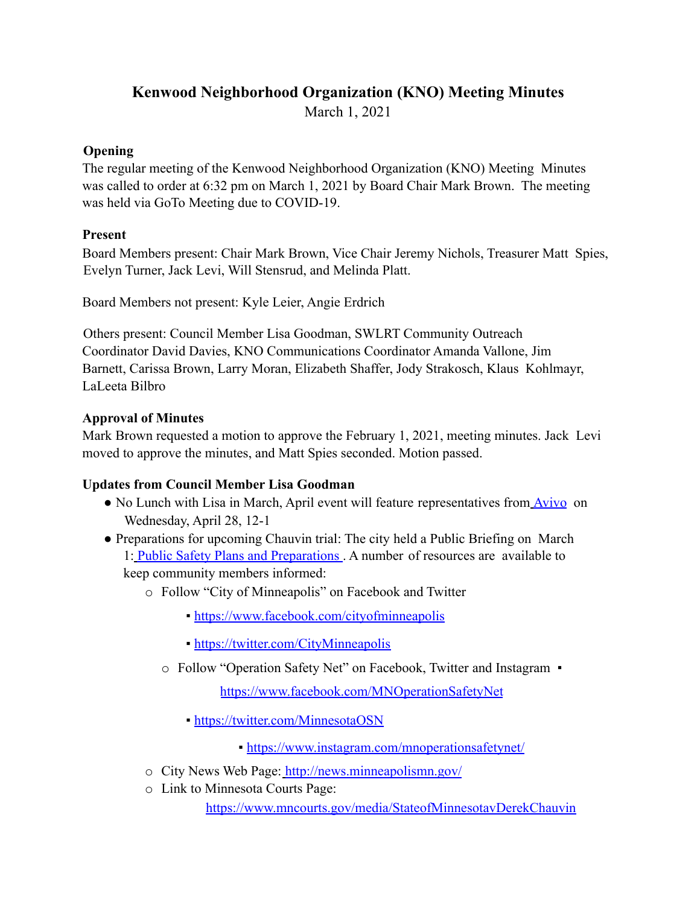# Kenwood Neighborhood Organization (KNO) Meeting Minutes

March 1, 2021

**Opening**

The regular meeting of the Kenwood Neighborhood Organization (KNO) Meeting Minutes was called to order at 6:32 pm on March 1, 2021 by Board Chair Mark Brown. The meeting was held via GoTo Meeting due to COVID-19.

**Present**

Board Members present: Chair Mark Brown, Vice Chair Jeremy Nichols, Treasurer Matt Spies, Evelyn Turner, Jack Levi, Will Stensrud, and Melinda Platt.

Board Members not present: Kyle Leier, Angie Erdrich

Others present: Council Member Lisa Goodman, SWLRT Community Outreach Coordinator David Davies, KNO Communications Coordinator Amanda Vallone, Jim Barnett, Carissa Brown, Larry Moran, Elizabeth Shaffer, Jody Strakosch, Klaus Kohlmayr, LaLeeta Bilbro

**Approval of Minutes**

Mark Brown requested a motion to approve the February 1, 2021, meeting minutes. Jack Levi moved to approve the minutes, and Matt Spies seconded. Motion passed.

**Updates from Council Member Lisa Goodman**

- No Lunch with Lisa in March, April event will feature representatives from Avivo on Wednesday, April 28, 12-1
- Preparations for upcoming Chauvin trial: The city held a Public Briefing on March 1: Public Safety Plans and Preparations. A number of resources are available to keep community members informed:
  - Follow "City of Minneapolis" on Facebook and Twitter
    - https://www.facebook.com/cityofminneapolis
    - https://twitter.com/CityMinneapolis
  - Follow "Operation Safety Net" on Facebook, Twitter and Instagram
    - https://www.facebook.com/MNOperationSafetyNet
    - https://twitter.com/MinnesotaOSN
    - https://www.instagram.com/mnoperationsafetynet/
  - City News Web Page: http://news.minneapolismn.gov/
  - Link to Minnesota Courts Page: https://www.mncourts.gov/media/StateofMinnesotavDerekChauvin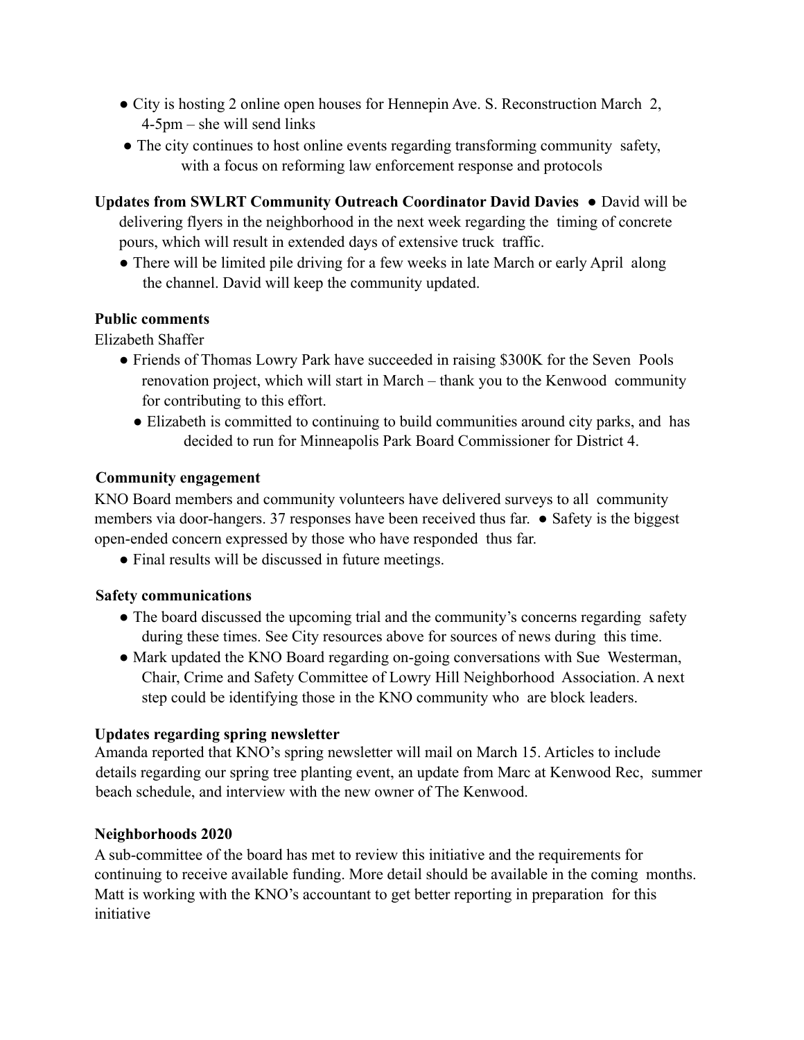- City is hosting 2 online open houses for Hennepin Ave. S. Reconstruction March 2, 4-5pm – she will send links
- The city continues to host online events regarding transforming community safety, with a focus on reforming law enforcement response and protocols

**Updates from SWLRT Community Outreach Coordinator David Davies**

- David will be delivering flyers in the neighborhood in the next week regarding the timing of concrete pours, which will result in extended days of extensive truck traffic.
- There will be limited pile driving for a few weeks in late March or early April along the channel. David will keep the community updated.

**Public comments**

Elizabeth Shaffer

- Friends of Thomas Lowry Park have succeeded in raising $300K for the Seven Pools renovation project, which will start in March – thank you to the Kenwood community for contributing to this effort.
- Elizabeth is committed to continuing to build communities around city parks, and has decided to run for Minneapolis Park Board Commissioner for District 4.

**Community engagement**

KNO Board members and community volunteers have delivered surveys to all community members via door-hangers. 37 responses have been received thus far.

- Safety is the biggest open-ended concern expressed by those who have responded thus far.
- Final results will be discussed in future meetings.

**Safety communications**

- The board discussed the upcoming trial and the community's concerns regarding safety during these times. See City resources above for sources of news during this time.
- Mark updated the KNO Board regarding on-going conversations with Sue Westerman, Chair, Crime and Safety Committee of Lowry Hill Neighborhood Association. A next step could be identifying those in the KNO community who are block leaders.

**Updates regarding spring newsletter**

Amanda reported that KNO's spring newsletter will mail on March 15. Articles to include details regarding our spring tree planting event, an update from Marc at Kenwood Rec, summer beach schedule, and interview with the new owner of The Kenwood.

**Neighborhoods 2020**

A sub-committee of the board has met to review this initiative and the requirements for continuing to receive available funding. More detail should be available in the coming months. Matt is working with the KNO's accountant to get better reporting in preparation for this initiative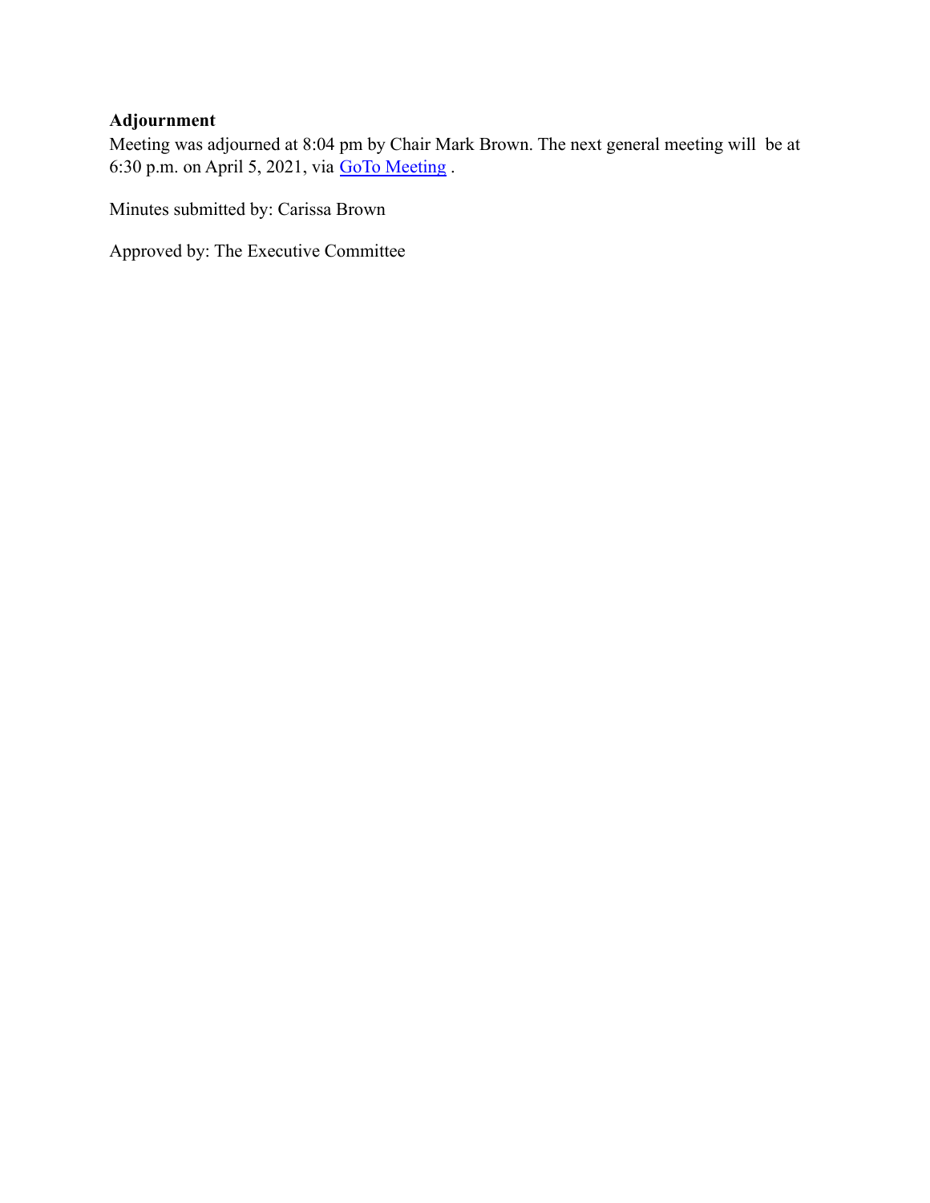**Adjournment**

Meeting was adjourned at 8:04 pm by Chair Mark Brown. The next general meeting will be at 6:30 p.m. on April 5, 2021, via GoTo Meeting .

Minutes submitted by: Carissa Brown

Approved by: The Executive Committee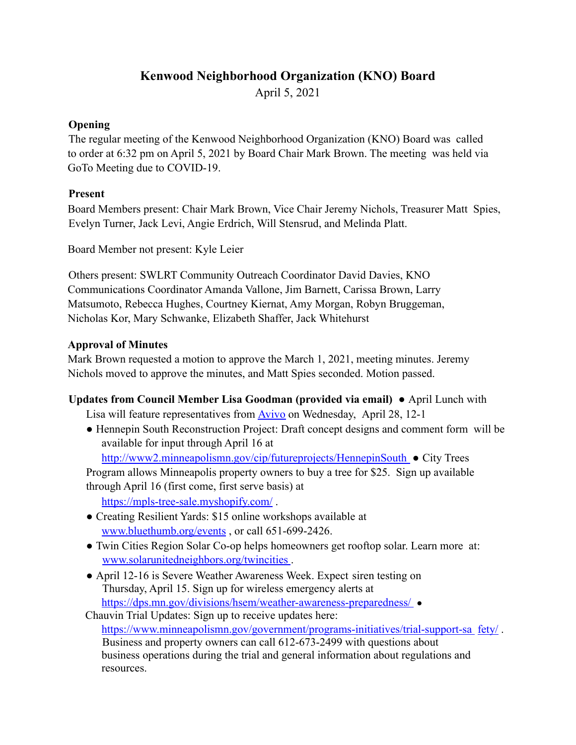# Kenwood Neighborhood Organization (KNO) Board

April 5, 2021

**Opening**

The regular meeting of the Kenwood Neighborhood Organization (KNO) Board was called to order at 6:32 pm on April 5, 2021 by Board Chair Mark Brown. The meeting was held via GoTo Meeting due to COVID-19.

**Present**

Board Members present: Chair Mark Brown, Vice Chair Jeremy Nichols, Treasurer Matt Spies, Evelyn Turner, Jack Levi, Angie Erdrich, Will Stensrud, and Melinda Platt.

Board Member not present: Kyle Leier

Others present: SWLRT Community Outreach Coordinator David Davies, KNO Communications Coordinator Amanda Vallone, Jim Barnett, Carissa Brown, Larry Matsumoto, Rebecca Hughes, Courtney Kiernat, Amy Morgan, Robyn Bruggeman, Nicholas Kor, Mary Schwanke, Elizabeth Shaffer, Jack Whitehurst

**Approval of Minutes**

Mark Brown requested a motion to approve the March 1, 2021, meeting minutes. Jeremy Nichols moved to approve the minutes, and Matt Spies seconded. Motion passed.

**Updates from Council Member Lisa Goodman (provided via email)**

- April Lunch with Lisa will feature representatives from Avivo on Wednesday, April 28, 12-1
- Hennepin South Reconstruction Project: Draft concept designs and comment form will be available for input through April 16 at http://www2.minneapolismn.gov/cip/futureprojects/HennepinSouth
- City Trees Program allows Minneapolis property owners to buy a tree for $25. Sign up available through April 16 (first come, first serve basis) at https://mpls-tree-sale.myshopify.com/ .
- Creating Resilient Yards: $15 online workshops available at www.bluethumb.org/events , or call 651-699-2426.
- Twin Cities Region Solar Co-op helps homeowners get rooftop solar. Learn more at: www.solarunitedneighbors.org/twincities .
- April 12-16 is Severe Weather Awareness Week. Expect siren testing on Thursday, April 15. Sign up for wireless emergency alerts at https://dps.mn.gov/divisions/hsem/weather-awareness-preparedness/
- Chauvin Trial Updates: Sign up to receive updates here: https://www.minneapolismn.gov/government/programs-initiatives/trial-support-safety/ . Business and property owners can call 612-673-2499 with questions about business operations during the trial and general information about regulations and resources.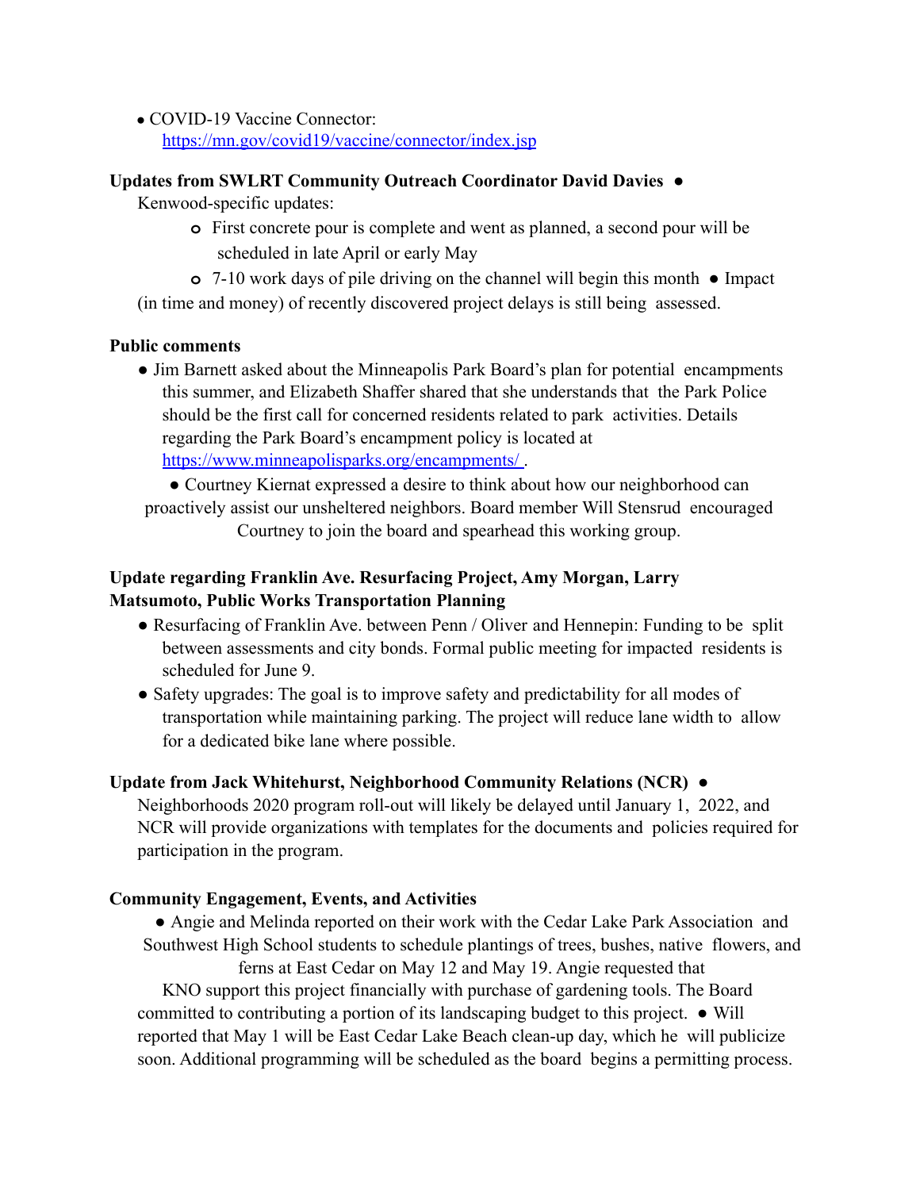- COVID-19 Vaccine Connector: [https://mn.gov/covid19/vaccine/connector/index.jsp](https://mn.gov/covid19/vaccine/connector/index.jsp)

**Updates from SWLRT Community Outreach Coordinator David Davies**

- Kenwood-specific updates:
  - First concrete pour is complete and went as planned, a second pour will be scheduled in late April or early May
  - 7-10 work days of pile driving on the channel will begin this month
- Impact (in time and money) of recently discovered project delays is still being assessed.

**Public comments**

- Jim Barnett asked about the Minneapolis Park Board's plan for potential encampments this summer, and Elizabeth Shaffer shared that she understands that the Park Police should be the first call for concerned residents related to park activities. Details regarding the Park Board's encampment policy is located at [https://www.minneapolisparks.org/encampments/](https://www.minneapolisparks.org/encampments/) .
- Courtney Kiernat expressed a desire to think about how our neighborhood can proactively assist our unsheltered neighbors. Board member Will Stensrud encouraged Courtney to join the board and spearhead this working group.

**Update regarding Franklin Ave. Resurfacing Project, Amy Morgan, Larry Matsumoto, Public Works Transportation Planning**

- Resurfacing of Franklin Ave. between Penn / Oliver and Hennepin: Funding to be split between assessments and city bonds. Formal public meeting for impacted residents is scheduled for June 9.
- Safety upgrades: The goal is to improve safety and predictability for all modes of transportation while maintaining parking. The project will reduce lane width to allow for a dedicated bike lane where possible.

**Update from Jack Whitehurst, Neighborhood Community Relations (NCR)**

- Neighborhoods 2020 program roll-out will likely be delayed until January 1, 2022, and NCR will provide organizations with templates for the documents and policies required for participation in the program.

**Community Engagement, Events, and Activities**

- Angie and Melinda reported on their work with the Cedar Lake Park Association and Southwest High School students to schedule plantings of trees, bushes, native flowers, and ferns at East Cedar on May 12 and May 19. Angie requested that KNO support this project financially with purchase of gardening tools. The Board committed to contributing a portion of its landscaping budget to this project.
- Will reported that May 1 will be East Cedar Lake Beach clean-up day, which he will publicize soon. Additional programming will be scheduled as the board begins a permitting process.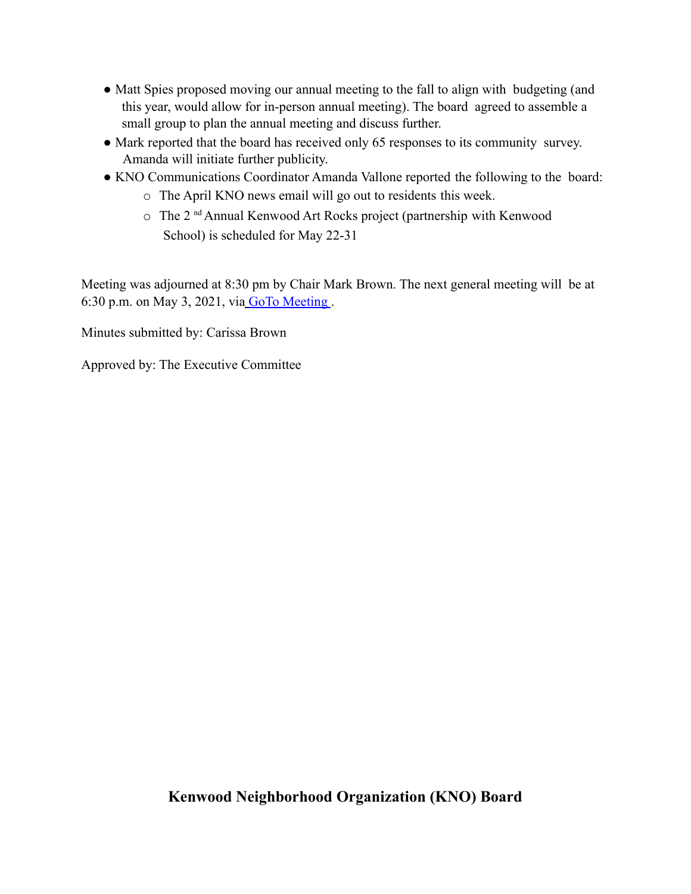- Matt Spies proposed moving our annual meeting to the fall to align with budgeting (and this year, would allow for in-person annual meeting). The board agreed to assemble a small group to plan the annual meeting and discuss further.
- Mark reported that the board has received only 65 responses to its community survey. Amanda will initiate further publicity.
- KNO Communications Coordinator Amanda Vallone reported the following to the board:
  - The April KNO news email will go out to residents this week.
  - The 2nd Annual Kenwood Art Rocks project (partnership with Kenwood School) is scheduled for May 22-31

Meeting was adjourned at 8:30 pm by Chair Mark Brown. The next general meeting will be at 6:30 p.m. on May 3, 2021, via GoTo Meeting.

Minutes submitted by: Carissa Brown

Approved by: The Executive Committee

**Kenwood Neighborhood Organization (KNO) Board**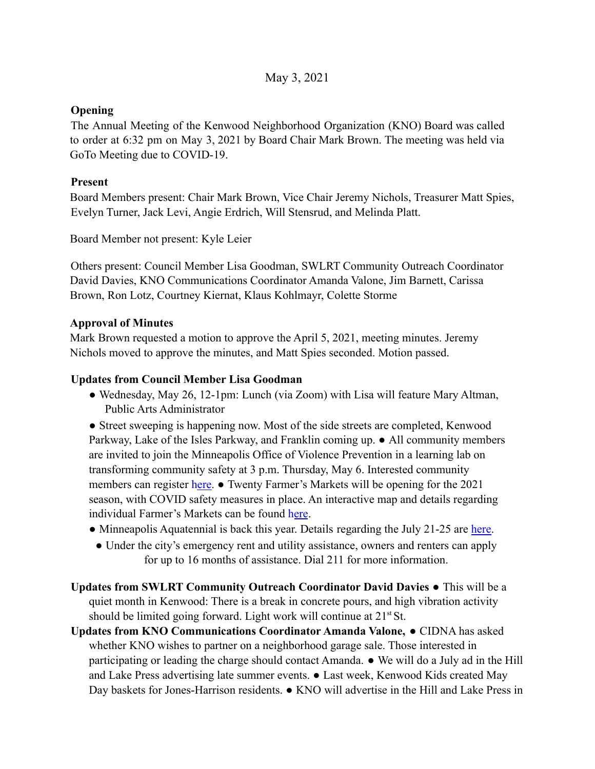May 3, 2021

**Opening**

The Annual Meeting of the Kenwood Neighborhood Organization (KNO) Board was called to order at 6:32 pm on May 3, 2021 by Board Chair Mark Brown. The meeting was held via GoTo Meeting due to COVID-19.

**Present**

Board Members present: Chair Mark Brown, Vice Chair Jeremy Nichols, Treasurer Matt Spies, Evelyn Turner, Jack Levi, Angie Erdrich, Will Stensrud, and Melinda Platt.

Board Member not present: Kyle Leier

Others present: Council Member Lisa Goodman, SWLRT Community Outreach Coordinator David Davies, KNO Communications Coordinator Amanda Valone, Jim Barnett, Carissa Brown, Ron Lotz, Courtney Kiernat, Klaus Kohlmayr, Colette Storme

**Approval of Minutes**

Mark Brown requested a motion to approve the April 5, 2021, meeting minutes. Jeremy Nichols moved to approve the minutes, and Matt Spies seconded. Motion passed.

**Updates from Council Member Lisa Goodman**

- Wednesday, May 26, 12-1pm: Lunch (via Zoom) with Lisa will feature Mary Altman, Public Arts Administrator
- Street sweeping is happening now. Most of the side streets are completed, Kenwood Parkway, Lake of the Isles Parkway, and Franklin coming up. ● All community members are invited to join the Minneapolis Office of Violence Prevention in a learning lab on transforming community safety at 3 p.m. Thursday, May 6. Interested community members can register here. ● Twenty Farmer's Markets will be opening for the 2021 season, with COVID safety measures in place. An interactive map and details regarding individual Farmer's Markets can be found here.
- Minneapolis Aquatennial is back this year. Details regarding the July 21-25 are here.
- Under the city's emergency rent and utility assistance, owners and renters can apply for up to 16 months of assistance. Dial 211 for more information.

**Updates from SWLRT Community Outreach Coordinator David Davies** ● This will be a quiet month in Kenwood: There is a break in concrete pours, and high vibration activity should be limited going forward. Light work will continue at 21st St.

**Updates from KNO Communications Coordinator Amanda Valone,** ● CIDNA has asked whether KNO wishes to partner on a neighborhood garage sale. Those interested in participating or leading the charge should contact Amanda. ● We will do a July ad in the Hill and Lake Press advertising late summer events. ● Last week, Kenwood Kids created May Day baskets for Jones-Harrison residents. ● KNO will advertise in the Hill and Lake Press in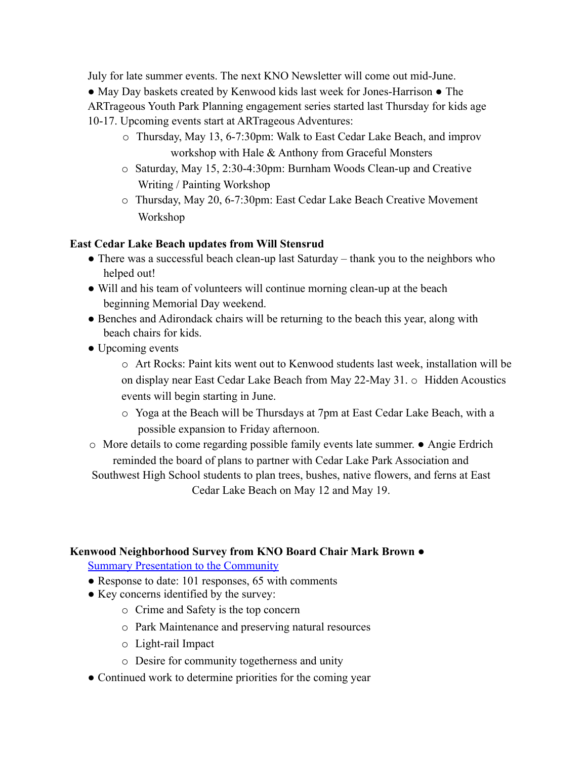July for late summer events. The next KNO Newsletter will come out mid-June.

- May Day baskets created by Kenwood kids last week for Jones-Harrison
- The ARTrageous Youth Park Planning engagement series started last Thursday for kids age 10-17. Upcoming events start at ARTrageous Adventures:
  - Thursday, May 13, 6-7:30pm: Walk to East Cedar Lake Beach, and improv workshop with Hale & Anthony from Graceful Monsters
  - Saturday, May 15, 2:30-4:30pm: Burnham Woods Clean-up and Creative Writing / Painting Workshop
  - Thursday, May 20, 6-7:30pm: East Cedar Lake Beach Creative Movement Workshop

**East Cedar Lake Beach updates from Will Stensrud**

- There was a successful beach clean-up last Saturday – thank you to the neighbors who helped out!
- Will and his team of volunteers will continue morning clean-up at the beach beginning Memorial Day weekend.
- Benches and Adirondack chairs will be returning to the beach this year, along with beach chairs for kids.
- Upcoming events
  - Art Rocks: Paint kits went out to Kenwood students last week, installation will be on display near East Cedar Lake Beach from May 22-May 31.
  - Hidden Acoustics events will begin starting in June.
  - Yoga at the Beach will be Thursdays at 7pm at East Cedar Lake Beach, with a possible expansion to Friday afternoon.
  - More details to come regarding possible family events late summer.
- Angie Erdrich reminded the board of plans to partner with Cedar Lake Park Association and Southwest High School students to plan trees, bushes, native flowers, and ferns at East Cedar Lake Beach on May 12 and May 19.

**Kenwood Neighborhood Survey from KNO Board Chair Mark Brown**

- Summary Presentation to the Community
- Response to date: 101 responses, 65 with comments
- Key concerns identified by the survey:
  - Crime and Safety is the top concern
  - Park Maintenance and preserving natural resources
  - Light-rail Impact
  - Desire for community togetherness and unity
- Continued work to determine priorities for the coming year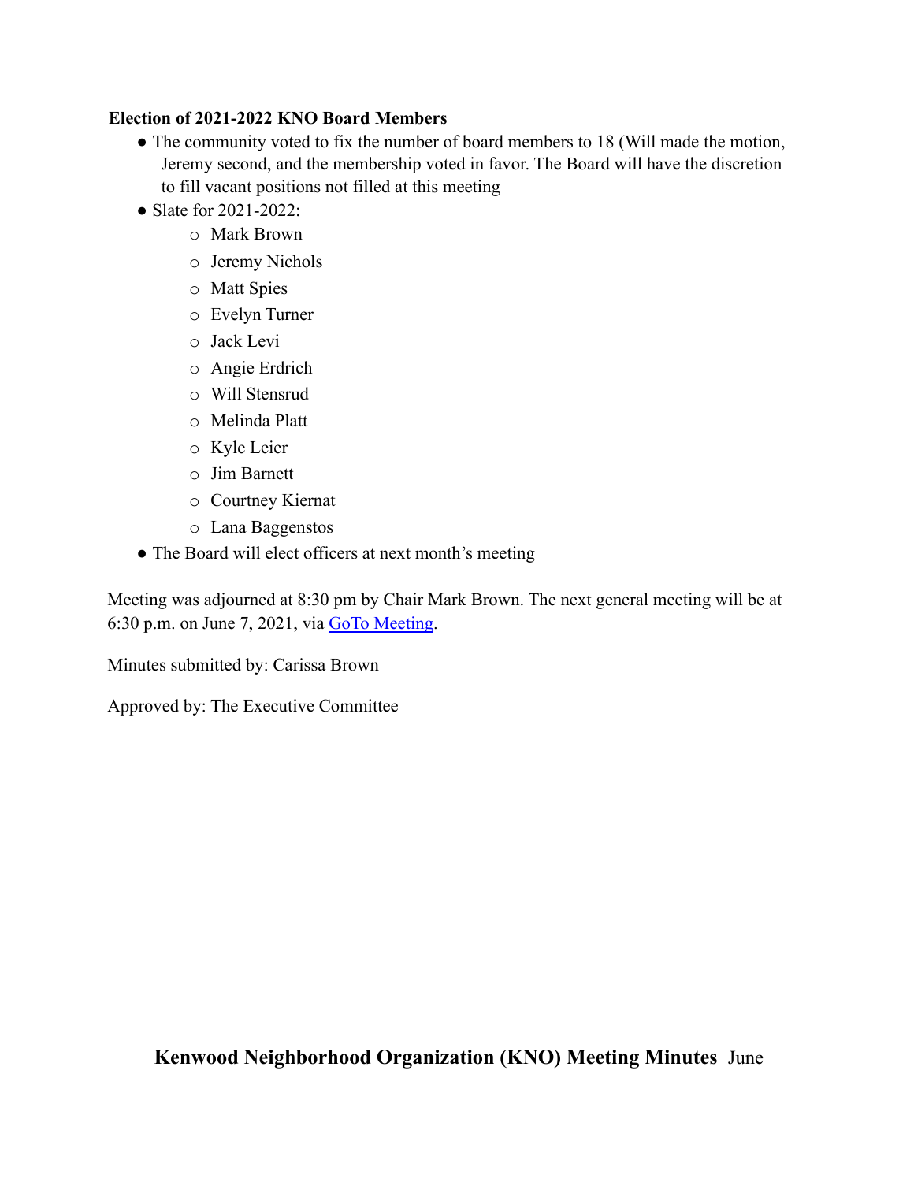**Election of 2021-2022 KNO Board Members**

- The community voted to fix the number of board members to 18 (Will made the motion, Jeremy second, and the membership voted in favor. The Board will have the discretion to fill vacant positions not filled at this meeting
- Slate for 2021-2022:
  - Mark Brown
  - Jeremy Nichols
  - Matt Spies
  - Evelyn Turner
  - Jack Levi
  - Angie Erdrich
  - Will Stensrud
  - Melinda Platt
  - Kyle Leier
  - Jim Barnett
  - Courtney Kiernat
  - Lana Baggenstos
- The Board will elect officers at next month's meeting

Meeting was adjourned at 8:30 pm by Chair Mark Brown. The next general meeting will be at 6:30 p.m. on June 7, 2021, via GoTo Meeting.

Minutes submitted by: Carissa Brown

Approved by: The Executive Committee

**Kenwood Neighborhood Organization (KNO) Meeting Minutes** June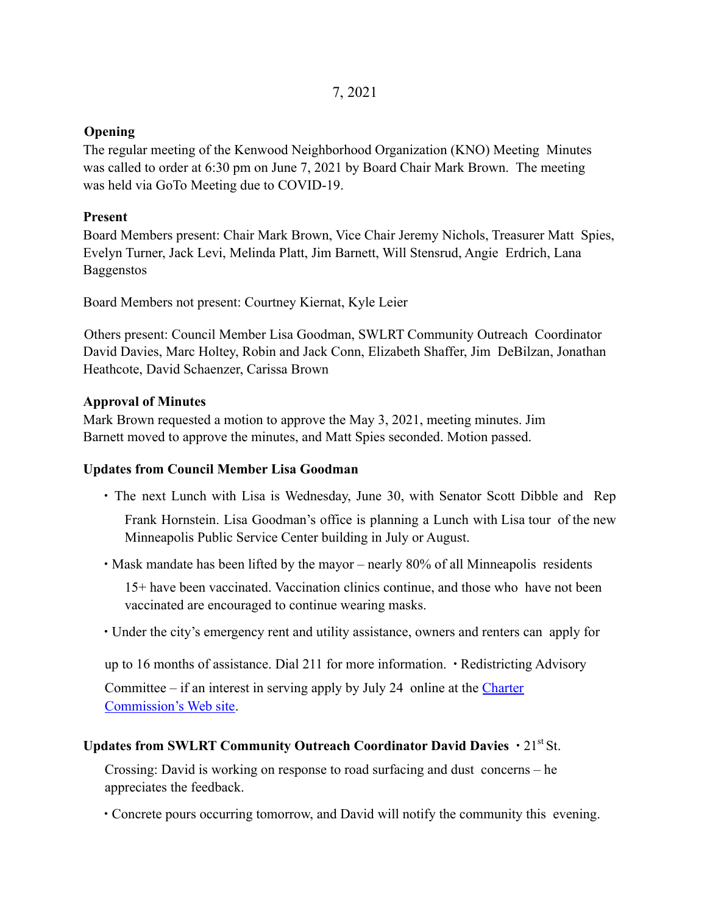7, 2021

**Opening**

The regular meeting of the Kenwood Neighborhood Organization (KNO) Meeting Minutes was called to order at 6:30 pm on June 7, 2021 by Board Chair Mark Brown. The meeting was held via GoTo Meeting due to COVID-19.

**Present**

Board Members present: Chair Mark Brown, Vice Chair Jeremy Nichols, Treasurer Matt Spies, Evelyn Turner, Jack Levi, Melinda Platt, Jim Barnett, Will Stensrud, Angie Erdrich, Lana Baggenstos

Board Members not present: Courtney Kiernat, Kyle Leier

Others present: Council Member Lisa Goodman, SWLRT Community Outreach Coordinator David Davies, Marc Holtey, Robin and Jack Conn, Elizabeth Shaffer, Jim DeBilzan, Jonathan Heathcote, David Schaenzer, Carissa Brown

**Approval of Minutes**

Mark Brown requested a motion to approve the May 3, 2021, meeting minutes. Jim Barnett moved to approve the minutes, and Matt Spies seconded. Motion passed.

**Updates from Council Member Lisa Goodman**

- The next Lunch with Lisa is Wednesday, June 30, with Senator Scott Dibble and Rep Frank Hornstein. Lisa Goodman's office is planning a Lunch with Lisa tour of the new Minneapolis Public Service Center building in July or August.
- Mask mandate has been lifted by the mayor – nearly 80% of all Minneapolis residents 15+ have been vaccinated. Vaccination clinics continue, and those who have not been vaccinated are encouraged to continue wearing masks.
- Under the city's emergency rent and utility assistance, owners and renters can apply for up to 16 months of assistance. Dial 211 for more information.
- Redistricting Advisory Committee – if an interest in serving apply by July 24 online at the Charter Commission's Web site.

**Updates from SWLRT Community Outreach Coordinator David Davies**

- 21st St. Crossing: David is working on response to road surfacing and dust concerns – he appreciates the feedback.
- Concrete pours occurring tomorrow, and David will notify the community this evening.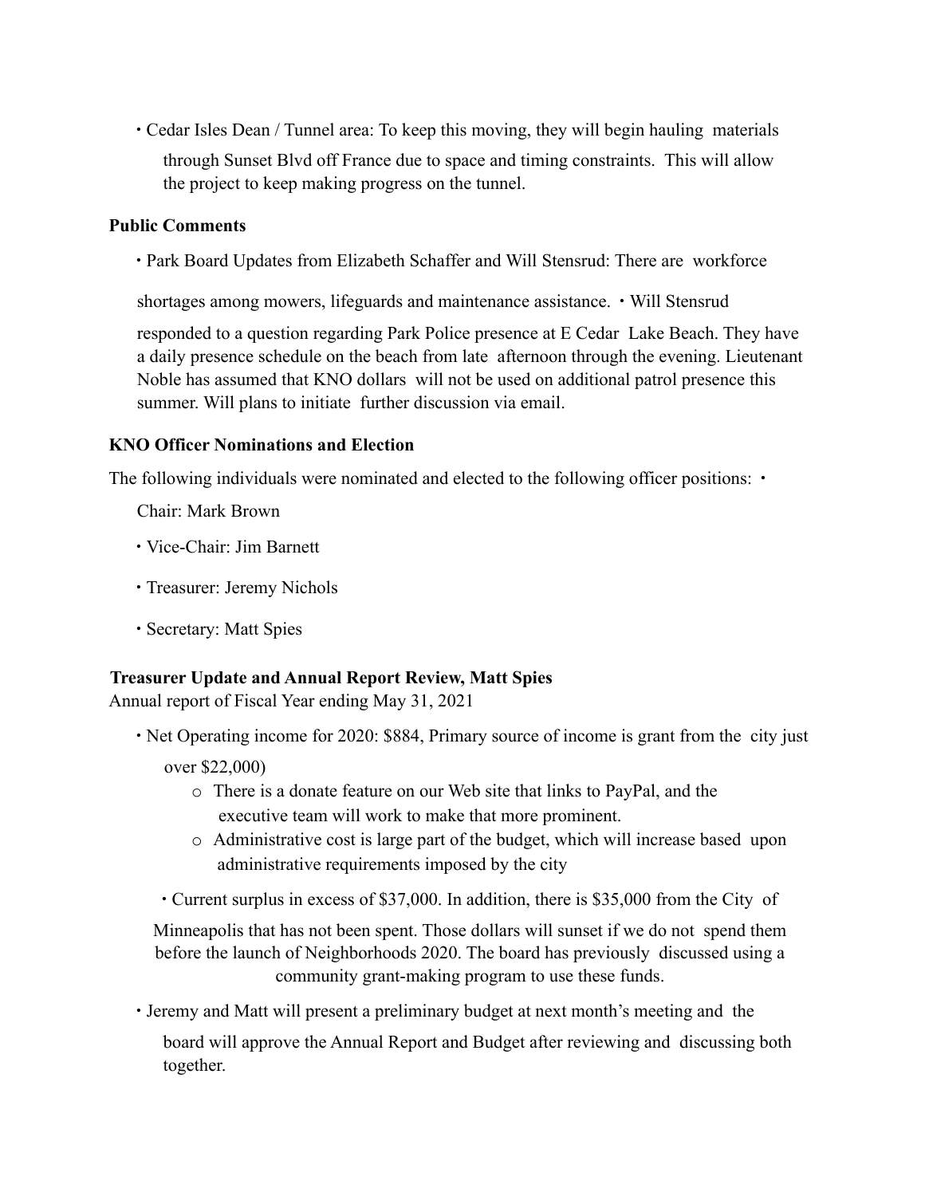- Cedar Isles Dean / Tunnel area: To keep this moving, they will begin hauling materials through Sunset Blvd off France due to space and timing constraints. This will allow the project to keep making progress on the tunnel.

**Public Comments**

- Park Board Updates from Elizabeth Schaffer and Will Stensrud: There are workforce shortages among mowers, lifeguards and maintenance assistance.
- Will Stensrud responded to a question regarding Park Police presence at E Cedar Lake Beach. They have a daily presence schedule on the beach from late afternoon through the evening. Lieutenant Noble has assumed that KNO dollars will not be used on additional patrol presence this summer. Will plans to initiate further discussion via email.

**KNO Officer Nominations and Election**

The following individuals were nominated and elected to the following officer positions:

- Chair: Mark Brown
- Vice-Chair: Jim Barnett
- Treasurer: Jeremy Nichols
- Secretary: Matt Spies

**Treasurer Update and Annual Report Review, Matt Spies**

Annual report of Fiscal Year ending May 31, 2021

- Net Operating income for 2020: $884, Primary source of income is grant from the city just over $22,000)
  - There is a donate feature on our Web site that links to PayPal, and the executive team will work to make that more prominent.
  - Administrative cost is large part of the budget, which will increase based upon administrative requirements imposed by the city
- Current surplus in excess of $37,000. In addition, there is $35,000 from the City of Minneapolis that has not been spent. Those dollars will sunset if we do not spend them before the launch of Neighborhoods 2020. The board has previously discussed using a community grant-making program to use these funds.
- Jeremy and Matt will present a preliminary budget at next month's meeting and the board will approve the Annual Report and Budget after reviewing and discussing both together.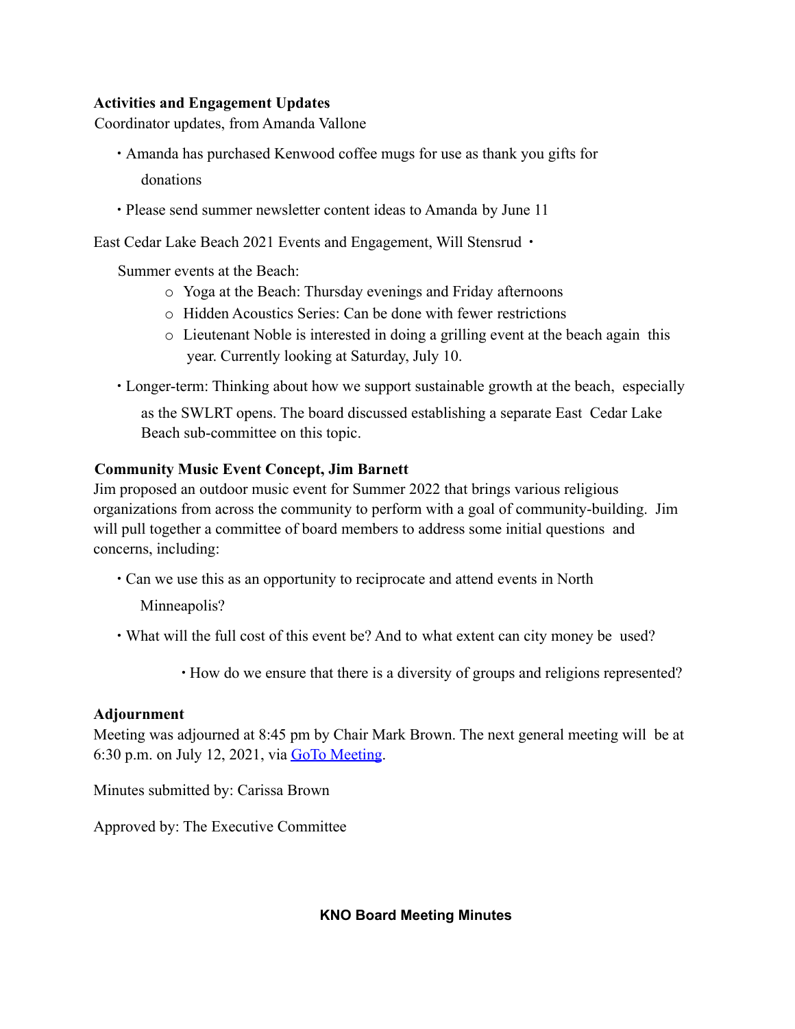**Activities and Engagement Updates**

Coordinator updates, from Amanda Vallone

- Amanda has purchased Kenwood coffee mugs for use as thank you gifts for donations
- Please send summer newsletter content ideas to Amanda by June 11

East Cedar Lake Beach 2021 Events and Engagement, Will Stensrud

- Summer events at the Beach:
  - Yoga at the Beach: Thursday evenings and Friday afternoons
  - Hidden Acoustics Series: Can be done with fewer restrictions
  - Lieutenant Noble is interested in doing a grilling event at the beach again this year. Currently looking at Saturday, July 10.
- Longer-term: Thinking about how we support sustainable growth at the beach, especially as the SWLRT opens. The board discussed establishing a separate East Cedar Lake Beach sub-committee on this topic.

**Community Music Event Concept, Jim Barnett**

Jim proposed an outdoor music event for Summer 2022 that brings various religious organizations from across the community to perform with a goal of community-building. Jim will pull together a committee of board members to address some initial questions and concerns, including:

- Can we use this as an opportunity to reciprocate and attend events in North Minneapolis?
- What will the full cost of this event be? And to what extent can city money be used?
- How do we ensure that there is a diversity of groups and religions represented?

**Adjournment**

Meeting was adjourned at 8:45 pm by Chair Mark Brown. The next general meeting will be at 6:30 p.m. on July 12, 2021, via [GoTo Meeting](GoTo Meeting).

Minutes submitted by: Carissa Brown

Approved by: The Executive Committee

**KNO Board Meeting Minutes**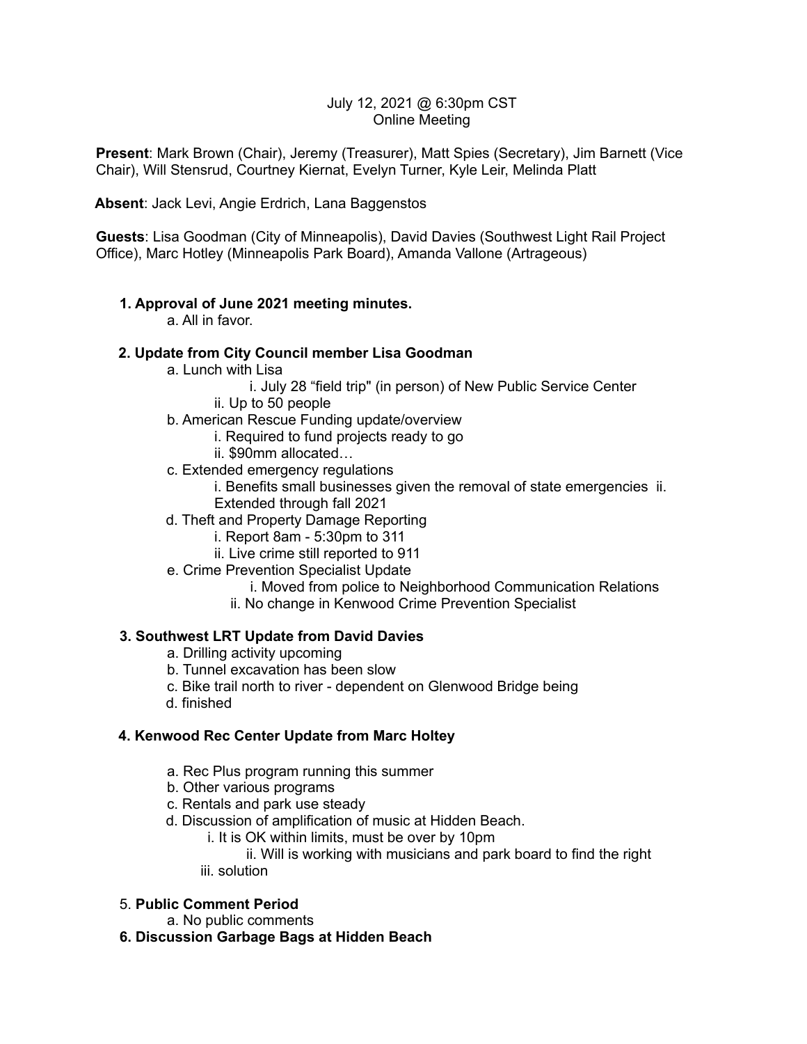July 12, 2021 @ 6:30pm CST
Online Meeting

**Present**: Mark Brown (Chair), Jeremy (Treasurer), Matt Spies (Secretary), Jim Barnett (Vice Chair), Will Stensrud, Courtney Kiernat, Evelyn Turner, Kyle Leir, Melinda Platt

**Absent**: Jack Levi, Angie Erdrich, Lana Baggenstos

**Guests**: Lisa Goodman (City of Minneapolis), David Davies (Southwest Light Rail Project Office), Marc Hotley (Minneapolis Park Board), Amanda Vallone (Artrageous)

1. **Approval of June 2021 meeting minutes.**
   a. All in favor.

2. **Update from City Council member Lisa Goodman**
   a. Lunch with Lisa
      i. July 28 "field trip" (in person) of New Public Service Center
      ii. Up to 50 people
   b. American Rescue Funding update/overview
      i. Required to fund projects ready to go
      ii. $90mm allocated…
   c. Extended emergency regulations
      i. Benefits small businesses given the removal of state emergencies
      ii. Extended through fall 2021
   d. Theft and Property Damage Reporting
      i. Report 8am - 5:30pm to 311
      ii. Live crime still reported to 911
   e. Crime Prevention Specialist Update
      i. Moved from police to Neighborhood Communication Relations
      ii. No change in Kenwood Crime Prevention Specialist

3. **Southwest LRT Update from David Davies**
   a. Drilling activity upcoming
   b. Tunnel excavation has been slow
   c. Bike trail north to river - dependent on Glenwood Bridge being
   d. finished

4. **Kenwood Rec Center Update from Marc Holtey**
   a. Rec Plus program running this summer
   b. Other various programs
   c. Rentals and park use steady
   d. Discussion of amplification of music at Hidden Beach.
      i. It is OK within limits, must be over by 10pm
      ii. Will is working with musicians and park board to find the right
      iii. solution

5. **Public Comment Period**
   a. No public comments

6. **Discussion Garbage Bags at Hidden Beach**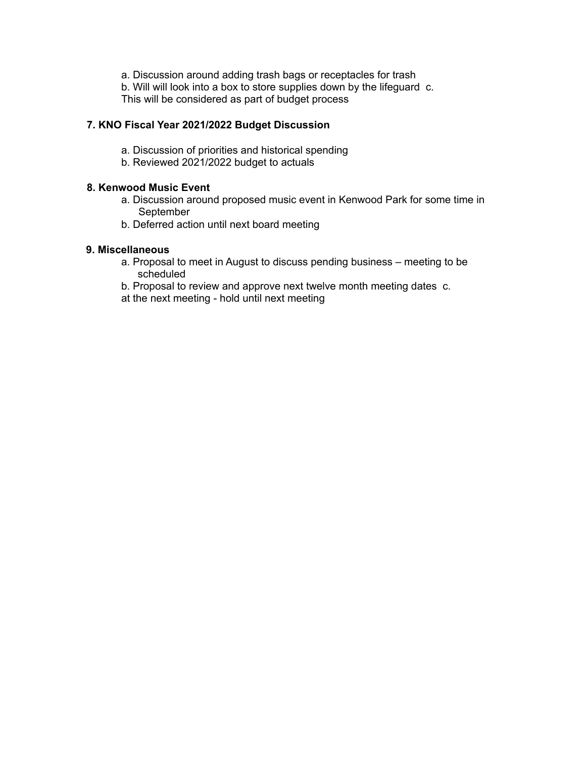a. Discussion around adding trash bags or receptacles for trash
b. Will will look into a box to store supplies down by the lifeguard c.
This will be considered as part of budget process

**7. KNO Fiscal Year 2021/2022 Budget Discussion**

a. Discussion of priorities and historical spending
b. Reviewed 2021/2022 budget to actuals

**8. Kenwood Music Event**

a. Discussion around proposed music event in Kenwood Park for some time in September
b. Deferred action until next board meeting

**9. Miscellaneous**

a. Proposal to meet in August to discuss pending business – meeting to be scheduled
b. Proposal to review and approve next twelve month meeting dates c.
at the next meeting - hold until next meeting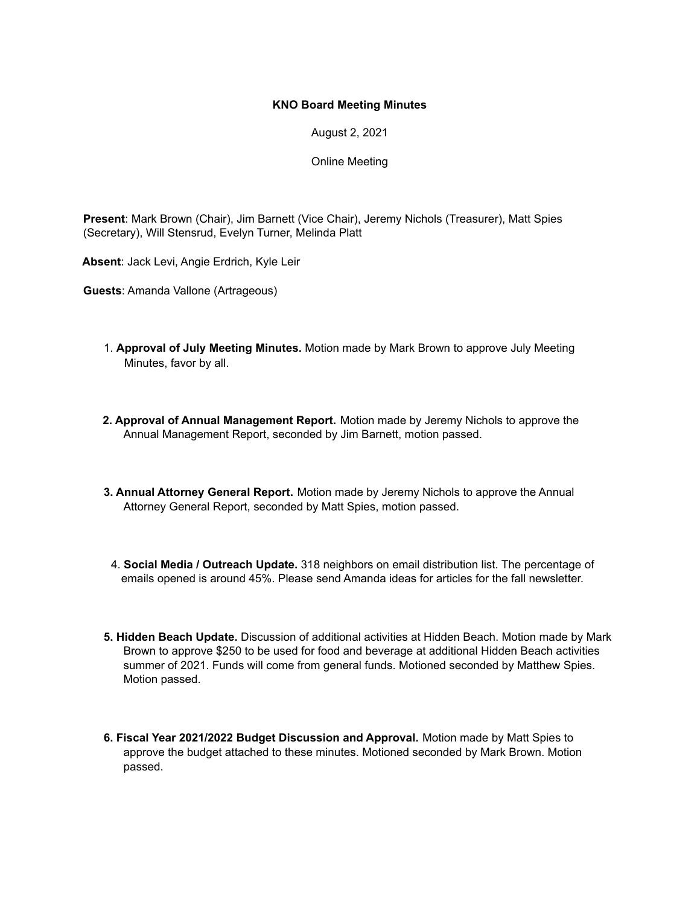**KNO Board Meeting Minutes**

August 2, 2021

Online Meeting

**Present**: Mark Brown (Chair), Jim Barnett (Vice Chair), Jeremy Nichols (Treasurer), Matt Spies (Secretary), Will Stensrud, Evelyn Turner, Melinda Platt

**Absent**: Jack Levi, Angie Erdrich, Kyle Leir

**Guests**: Amanda Vallone (Artrageous)

1. **Approval of July Meeting Minutes.** Motion made by Mark Brown to approve July Meeting Minutes, favor by all.

2. **Approval of Annual Management Report.** Motion made by Jeremy Nichols to approve the Annual Management Report, seconded by Jim Barnett, motion passed.

3. **Annual Attorney General Report.** Motion made by Jeremy Nichols to approve the Annual Attorney General Report, seconded by Matt Spies, motion passed.

4. **Social Media / Outreach Update.** 318 neighbors on email distribution list. The percentage of emails opened is around 45%. Please send Amanda ideas for articles for the fall newsletter.

5. **Hidden Beach Update.** Discussion of additional activities at Hidden Beach. Motion made by Mark Brown to approve $250 to be used for food and beverage at additional Hidden Beach activities summer of 2021. Funds will come from general funds. Motioned seconded by Matthew Spies. Motion passed.

6. **Fiscal Year 2021/2022 Budget Discussion and Approval.** Motion made by Matt Spies to approve the budget attached to these minutes. Motioned seconded by Mark Brown. Motion passed.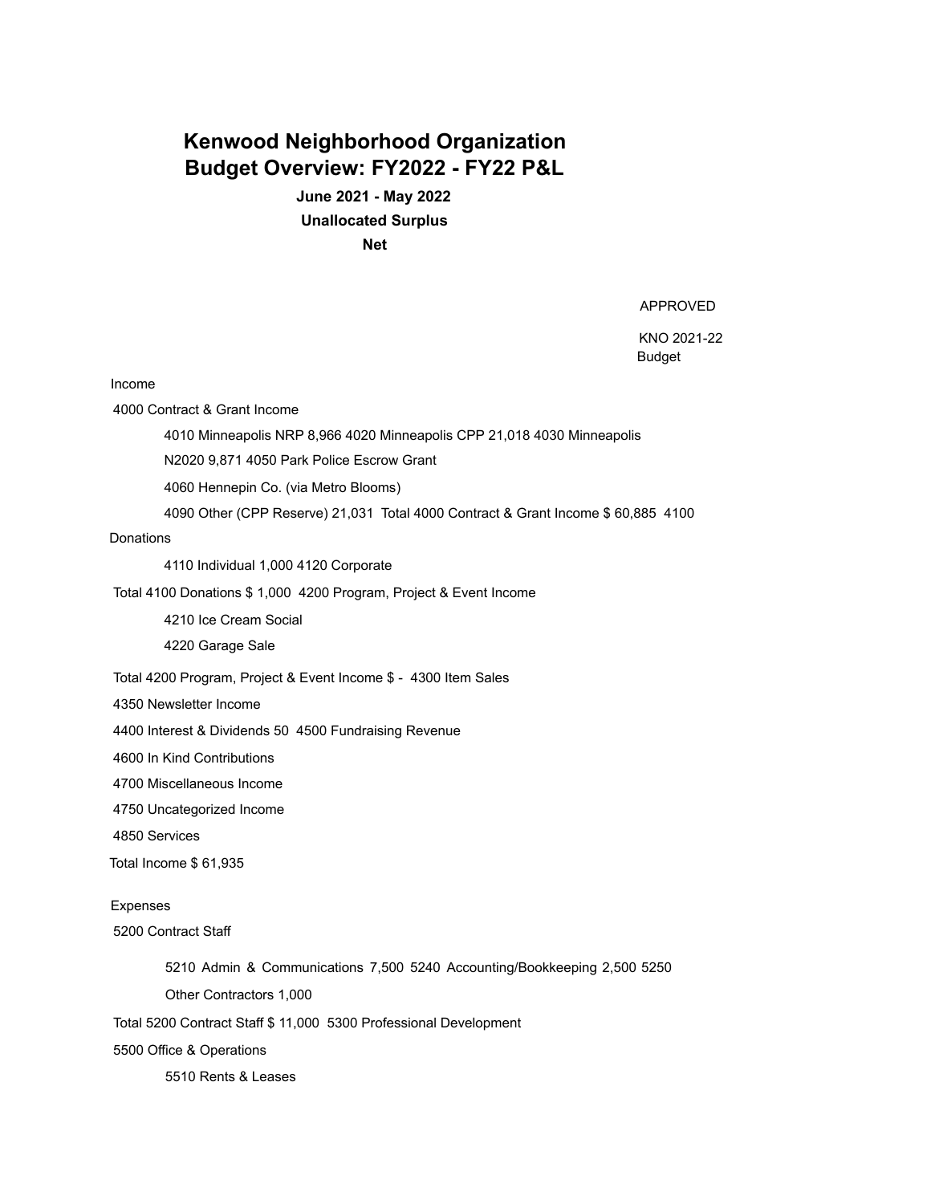# Kenwood Neighborhood Organization
# Budget Overview: FY2022 - FY22 P&L

**June 2021 - May 2022**

**Unallocated Surplus**

**Net**

APPROVED

KNO 2021-22 Budget

Income

4000 Contract & Grant Income

4010 Minneapolis NRP 8,966 4020 Minneapolis CPP 21,018 4030 Minneapolis N2020 9,871 4050 Park Police Escrow Grant

4060 Hennepin Co. (via Metro Blooms)

4090 Other (CPP Reserve) 21,031 Total 4000 Contract & Grant Income $ 60,885 4100 Donations

4110 Individual 1,000 4120 Corporate

Total 4100 Donations $ 1,000 4200 Program, Project & Event Income

4210 Ice Cream Social

4220 Garage Sale

Total 4200 Program, Project & Event Income $ - 4300 Item Sales

4350 Newsletter Income

4400 Interest & Dividends 50 4500 Fundraising Revenue

4600 In Kind Contributions

4700 Miscellaneous Income

4750 Uncategorized Income

4850 Services

Total Income $ 61,935

Expenses

5200 Contract Staff

5210 Admin & Communications 7,500 5240 Accounting/Bookkeeping 2,500 5250 Other Contractors 1,000

Total 5200 Contract Staff $ 11,000 5300 Professional Development

5500 Office & Operations

5510 Rents & Leases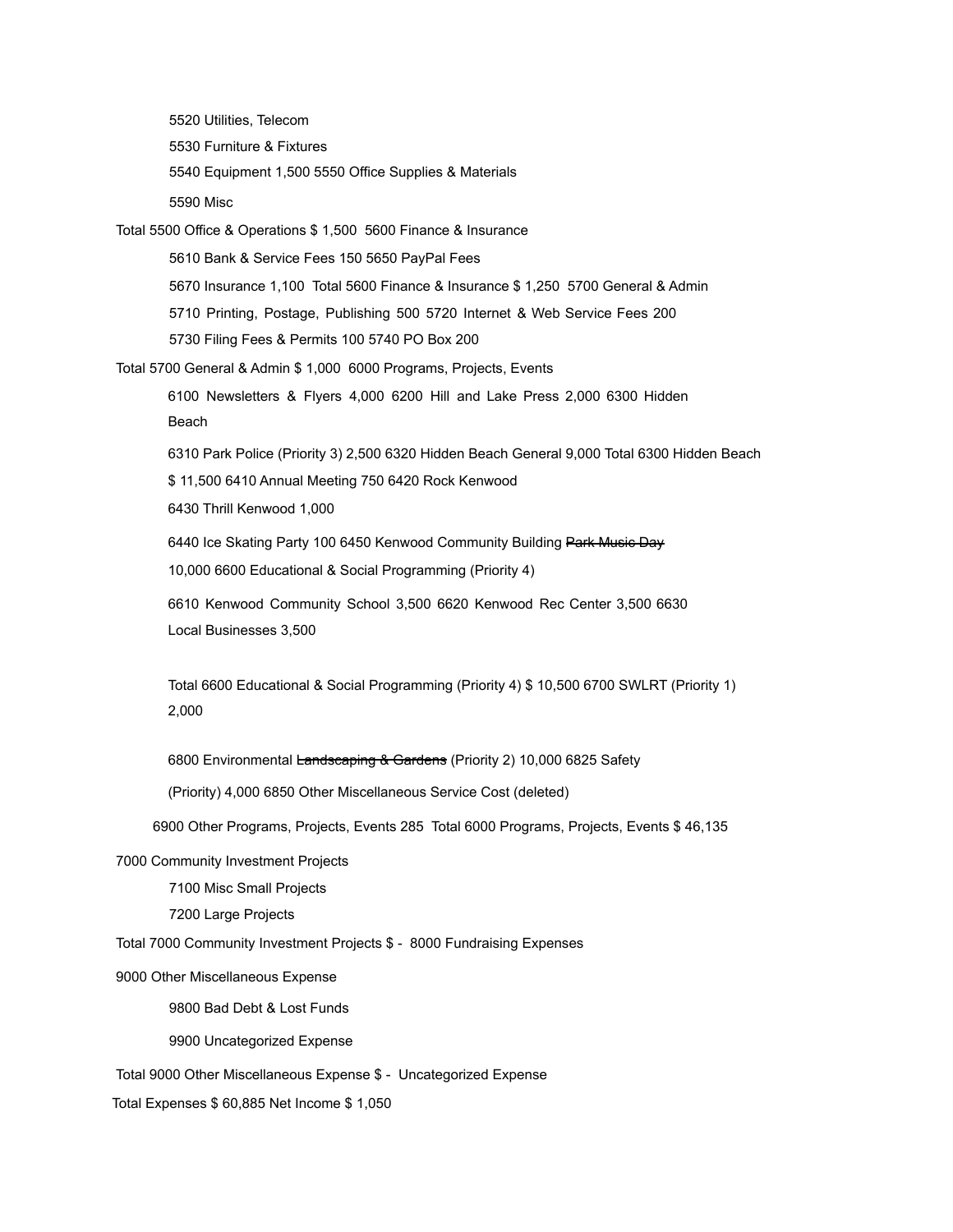5520 Utilities, Telecom

5530 Furniture & Fixtures

5540 Equipment 1,500 5550 Office Supplies & Materials

5590 Misc

Total 5500 Office & Operations $ 1,500 5600 Finance & Insurance

5610 Bank & Service Fees 150 5650 PayPal Fees

5670 Insurance 1,100 Total 5600 Finance & Insurance $ 1,250 5700 General & Admin

5710 Printing, Postage, Publishing 500 5720 Internet & Web Service Fees 200

5730 Filing Fees & Permits 100 5740 PO Box 200

Total 5700 General & Admin $ 1,000 6000 Programs, Projects, Events

6100 Newsletters & Flyers 4,000 6200 Hill and Lake Press 2,000 6300 Hidden Beach

6310 Park Police (Priority 3) 2,500 6320 Hidden Beach General 9,000 Total 6300 Hidden Beach $ 11,500 6410 Annual Meeting 750 6420 Rock Kenwood

6430 Thrill Kenwood 1,000

6440 Ice Skating Party 100 6450 Kenwood Community Building ~~Park Music Day~~ 10,000 6600 Educational & Social Programming (Priority 4)

6610 Kenwood Community School 3,500 6620 Kenwood Rec Center 3,500 6630 Local Businesses 3,500

Total 6600 Educational & Social Programming (Priority 4) $ 10,500 6700 SWLRT (Priority 1) 2,000

6800 Environmental ~~Landscaping & Gardens~~ (Priority 2) 10,000 6825 Safety (Priority) 4,000 6850 Other Miscellaneous Service Cost (deleted)

6900 Other Programs, Projects, Events 285 Total 6000 Programs, Projects, Events $ 46,135

7000 Community Investment Projects

7100 Misc Small Projects

7200 Large Projects

Total 7000 Community Investment Projects $ - 8000 Fundraising Expenses

9000 Other Miscellaneous Expense

9800 Bad Debt & Lost Funds

9900 Uncategorized Expense

Total 9000 Other Miscellaneous Expense $ - Uncategorized Expense

Total Expenses $ 60,885 Net Income $ 1,050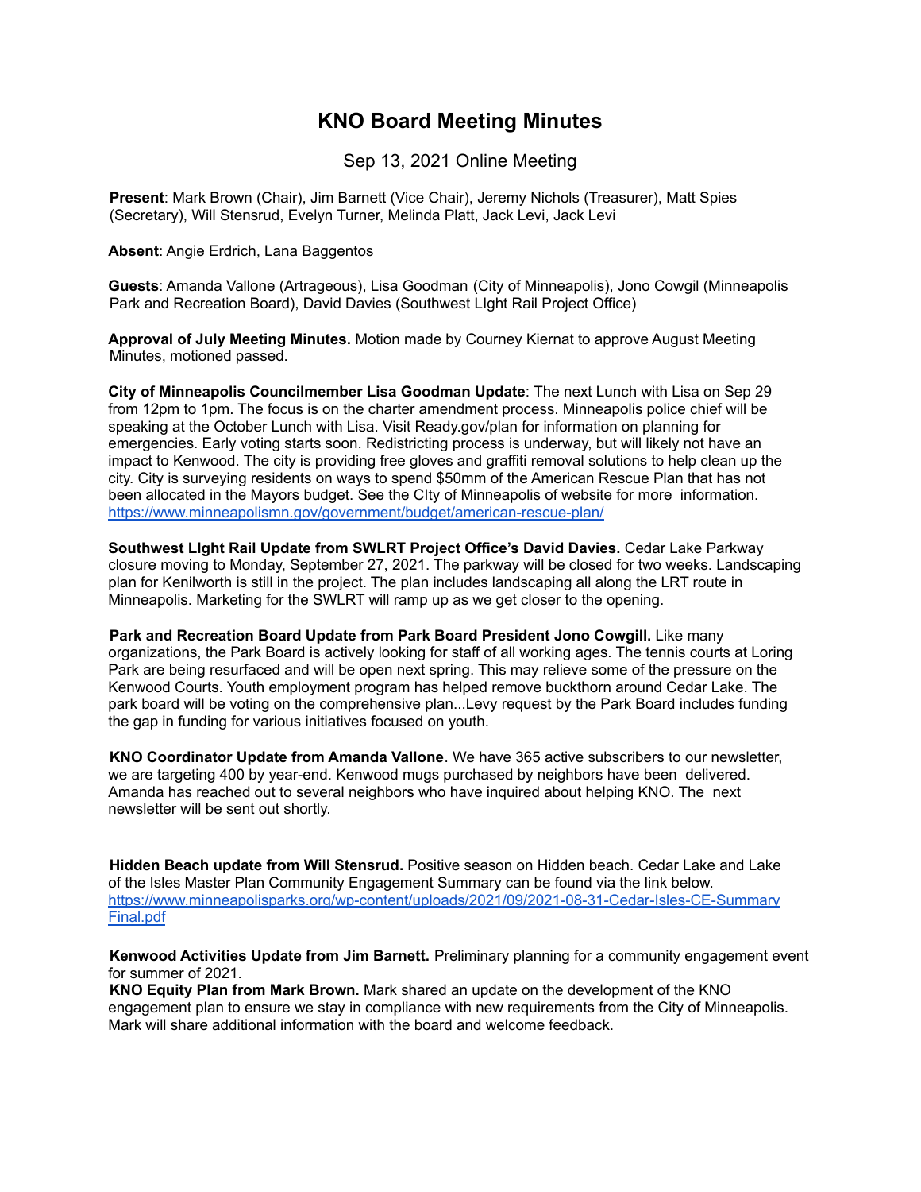# KNO Board Meeting Minutes

Sep 13, 2021 Online Meeting

**Present**: Mark Brown (Chair), Jim Barnett (Vice Chair), Jeremy Nichols (Treasurer), Matt Spies (Secretary), Will Stensrud, Evelyn Turner, Melinda Platt, Jack Levi, Jack Levi

**Absent**: Angie Erdrich, Lana Baggentos

**Guests**: Amanda Vallone (Artrageous), Lisa Goodman (City of Minneapolis), Jono Cowgil (Minneapolis Park and Recreation Board), David Davies (Southwest LIght Rail Project Office)

**Approval of July Meeting Minutes.** Motion made by Courney Kiernat to approve August Meeting Minutes, motioned passed.

**City of Minneapolis Councilmember Lisa Goodman Update**: The next Lunch with Lisa on Sep 29 from 12pm to 1pm. The focus is on the charter amendment process. Minneapolis police chief will be speaking at the October Lunch with Lisa. Visit Ready.gov/plan for information on planning for emergencies. Early voting starts soon. Redistricting process is underway, but will likely not have an impact to Kenwood. The city is providing free gloves and graffiti removal solutions to help clean up the city. City is surveying residents on ways to spend $50mm of the American Rescue Plan that has not been allocated in the Mayors budget. See the CIty of Minneapolis of website for more information. https://www.minneapolismn.gov/government/budget/american-rescue-plan/

**Southwest LIght Rail Update from SWLRT Project Office's David Davies.** Cedar Lake Parkway closure moving to Monday, September 27, 2021. The parkway will be closed for two weeks. Landscaping plan for Kenilworth is still in the project. The plan includes landscaping all along the LRT route in Minneapolis. Marketing for the SWLRT will ramp up as we get closer to the opening.

**Park and Recreation Board Update from Park Board President Jono Cowgill.** Like many organizations, the Park Board is actively looking for staff of all working ages. The tennis courts at Loring Park are being resurfaced and will be open next spring. This may relieve some of the pressure on the Kenwood Courts. Youth employment program has helped remove buckthorn around Cedar Lake. The park board will be voting on the comprehensive plan...Levy request by the Park Board includes funding the gap in funding for various initiatives focused on youth.

**KNO Coordinator Update from Amanda Vallone**. We have 365 active subscribers to our newsletter, we are targeting 400 by year-end. Kenwood mugs purchased by neighbors have been delivered. Amanda has reached out to several neighbors who have inquired about helping KNO. The next newsletter will be sent out shortly.

**Hidden Beach update from Will Stensrud.** Positive season on Hidden beach. Cedar Lake and Lake of the Isles Master Plan Community Engagement Summary can be found via the link below. https://www.minneapolisparks.org/wp-content/uploads/2021/09/2021-08-31-Cedar-Isles-CE-Summary Final.pdf

**Kenwood Activities Update from Jim Barnett.** Preliminary planning for a community engagement event for summer of 2021.

**KNO Equity Plan from Mark Brown.** Mark shared an update on the development of the KNO engagement plan to ensure we stay in compliance with new requirements from the City of Minneapolis. Mark will share additional information with the board and welcome feedback.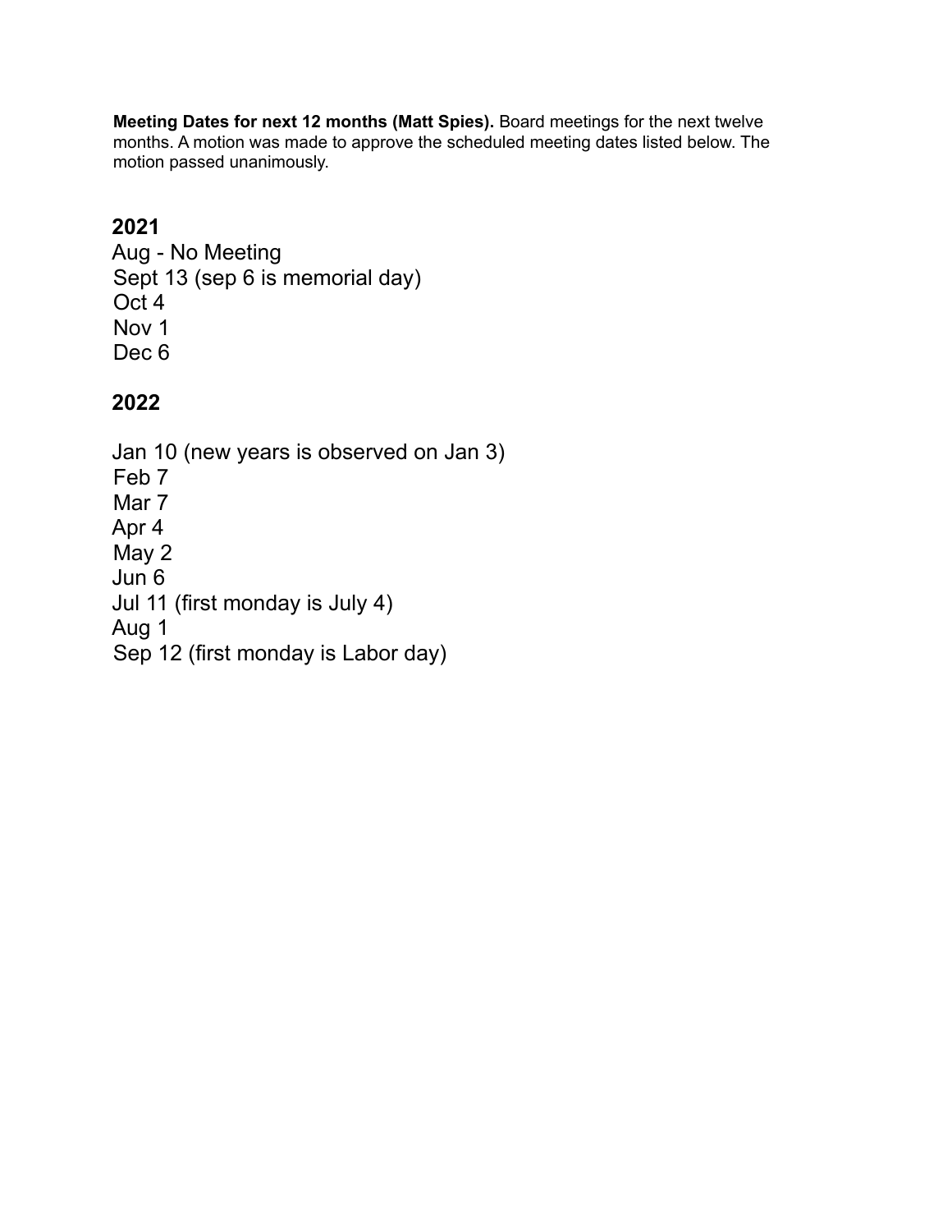**Meeting Dates for next 12 months (Matt Spies).** Board meetings for the next twelve months. A motion was made to approve the scheduled meeting dates listed below. The motion passed unanimously.

## 2021

Aug - No Meeting
Sept 13 (sep 6 is memorial day)
Oct 4
Nov 1
Dec 6

## 2022

Jan 10 (new years is observed on Jan 3)
Feb 7
Mar 7
Apr 4
May 2
Jun 6
Jul 11 (first monday is July 4)
Aug 1
Sep 12 (first monday is Labor day)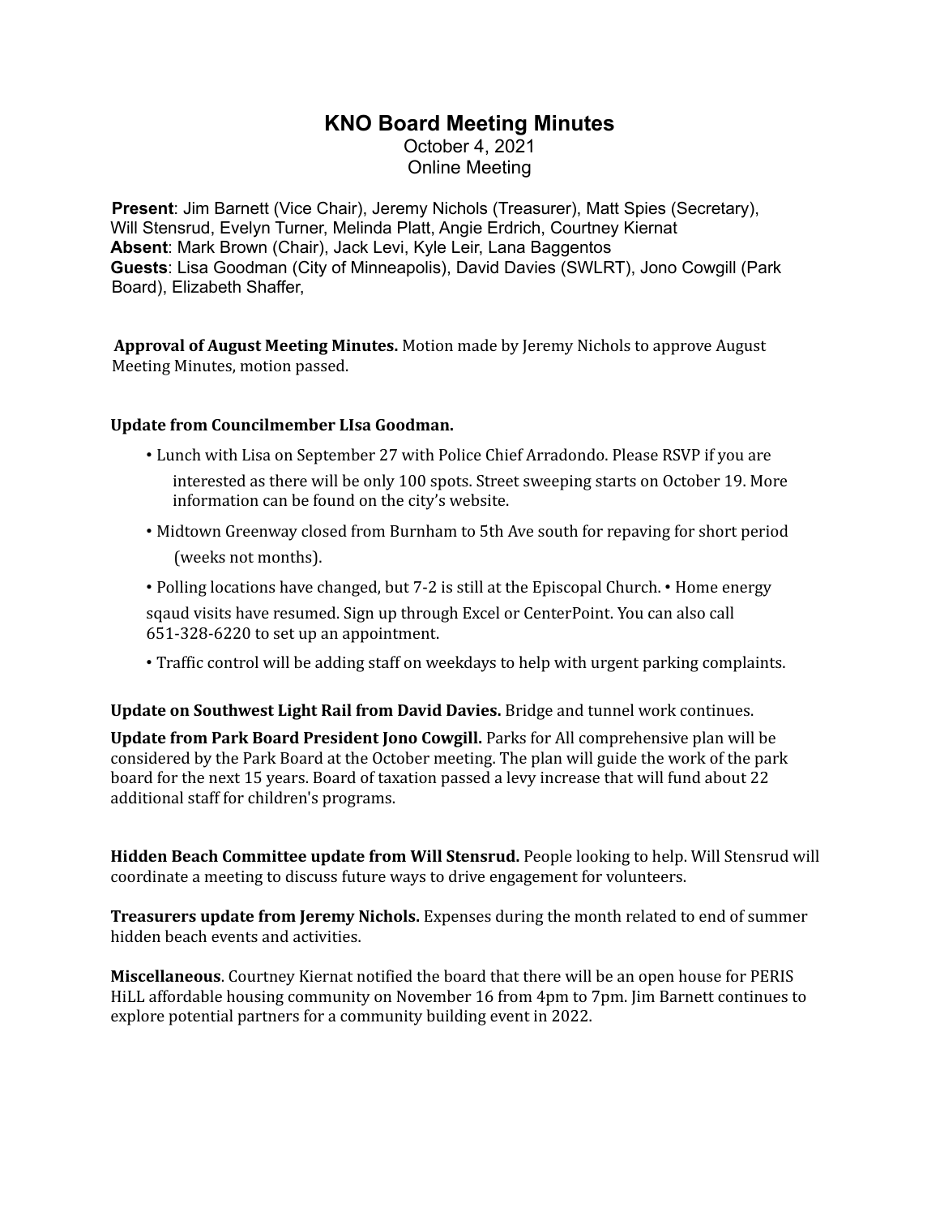# KNO Board Meeting Minutes

October 4, 2021
Online Meeting

**Present**: Jim Barnett (Vice Chair), Jeremy Nichols (Treasurer), Matt Spies (Secretary), Will Stensrud, Evelyn Turner, Melinda Platt, Angie Erdrich, Courtney Kiernat
**Absent**: Mark Brown (Chair), Jack Levi, Kyle Leir, Lana Baggentos
**Guests**: Lisa Goodman (City of Minneapolis), David Davies (SWLRT), Jono Cowgill (Park Board), Elizabeth Shaffer,

**Approval of August Meeting Minutes.** Motion made by Jeremy Nichols to approve August Meeting Minutes, motion passed.

**Update from Councilmember LIsa Goodman.**

- Lunch with Lisa on September 27 with Police Chief Arradondo. Please RSVP if you are interested as there will be only 100 spots. Street sweeping starts on October 19. More information can be found on the city's website.
- Midtown Greenway closed from Burnham to 5th Ave south for repaving for short period (weeks not months).
- Polling locations have changed, but 7-2 is still at the Episcopal Church. • Home energy sqaud visits have resumed. Sign up through Excel or CenterPoint. You can also call 651-328-6220 to set up an appointment.
- Traffic control will be adding staff on weekdays to help with urgent parking complaints.

**Update on Southwest Light Rail from David Davies.** Bridge and tunnel work continues.

**Update from Park Board President Jono Cowgill.** Parks for All comprehensive plan will be considered by the Park Board at the October meeting. The plan will guide the work of the park board for the next 15 years. Board of taxation passed a levy increase that will fund about 22 additional staff for children's programs.

**Hidden Beach Committee update from Will Stensrud.** People looking to help. Will Stensrud will coordinate a meeting to discuss future ways to drive engagement for volunteers.

**Treasurers update from Jeremy Nichols.** Expenses during the month related to end of summer hidden beach events and activities.

**Miscellaneous**. Courtney Kiernat notified the board that there will be an open house for PERIS HiLL affordable housing community on November 16 from 4pm to 7pm. Jim Barnett continues to explore potential partners for a community building event in 2022.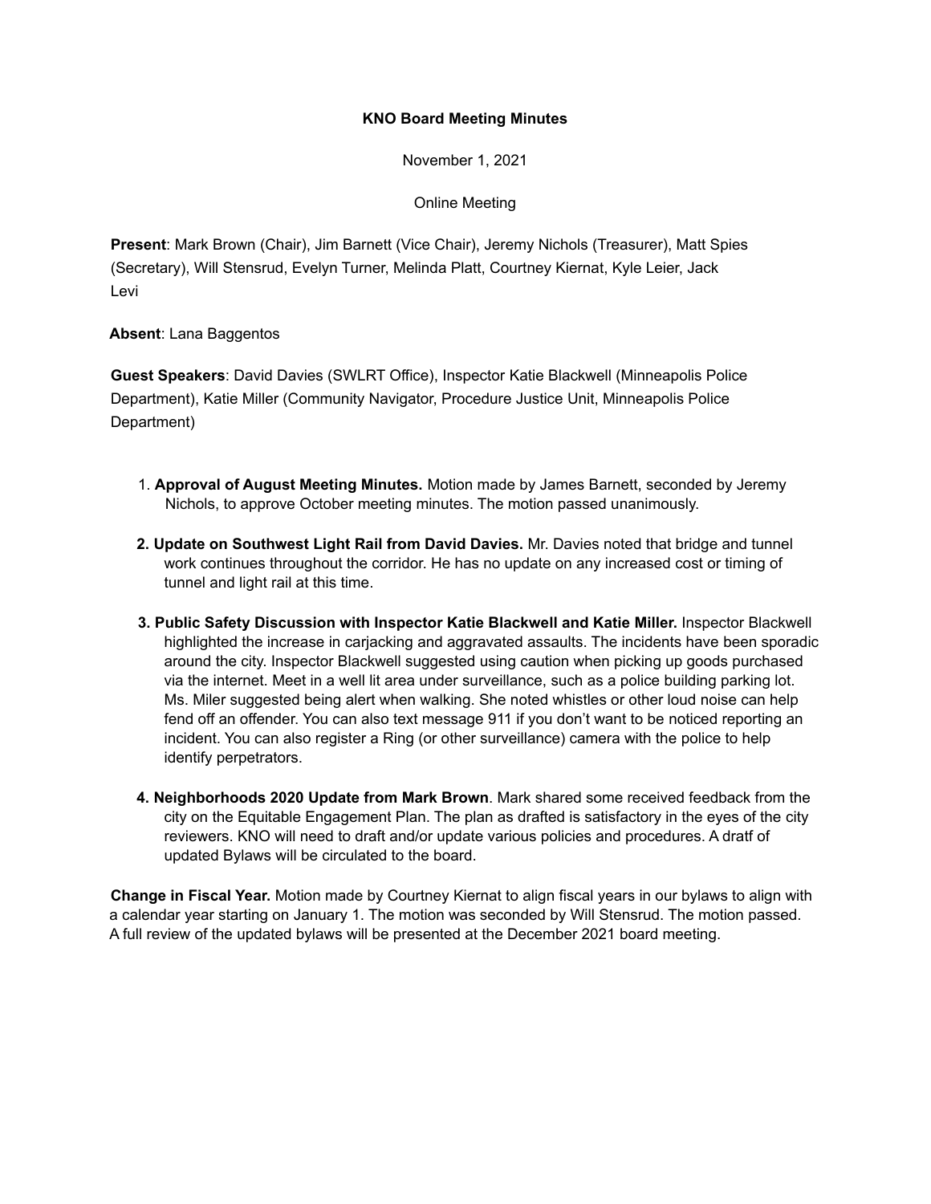**KNO Board Meeting Minutes**

November 1, 2021

Online Meeting

**Present**: Mark Brown (Chair), Jim Barnett (Vice Chair), Jeremy Nichols (Treasurer), Matt Spies (Secretary), Will Stensrud, Evelyn Turner, Melinda Platt, Courtney Kiernat, Kyle Leier, Jack Levi

**Absent**: Lana Baggentos

**Guest Speakers**: David Davies (SWLRT Office), Inspector Katie Blackwell (Minneapolis Police Department), Katie Miller (Community Navigator, Procedure Justice Unit, Minneapolis Police Department)

1. **Approval of August Meeting Minutes.** Motion made by James Barnett, seconded by Jeremy Nichols, to approve October meeting minutes. The motion passed unanimously.
2. **Update on Southwest Light Rail from David Davies.** Mr. Davies noted that bridge and tunnel work continues throughout the corridor. He has no update on any increased cost or timing of tunnel and light rail at this time.
3. **Public Safety Discussion with Inspector Katie Blackwell and Katie Miller.** Inspector Blackwell highlighted the increase in carjacking and aggravated assaults. The incidents have been sporadic around the city. Inspector Blackwell suggested using caution when picking up goods purchased via the internet. Meet in a well lit area under surveillance, such as a police building parking lot. Ms. Miler suggested being alert when walking. She noted whistles or other loud noise can help fend off an offender. You can also text message 911 if you don't want to be noticed reporting an incident. You can also register a Ring (or other surveillance) camera with the police to help identify perpetrators.
4. **Neighborhoods 2020 Update from Mark Brown**. Mark shared some received feedback from the city on the Equitable Engagement Plan. The plan as drafted is satisfactory in the eyes of the city reviewers. KNO will need to draft and/or update various policies and procedures. A dratf of updated Bylaws will be circulated to the board.

**Change in Fiscal Year.** Motion made by Courtney Kiernat to align fiscal years in our bylaws to align with a calendar year starting on January 1. The motion was seconded by Will Stensrud. The motion passed. A full review of the updated bylaws will be presented at the December 2021 board meeting.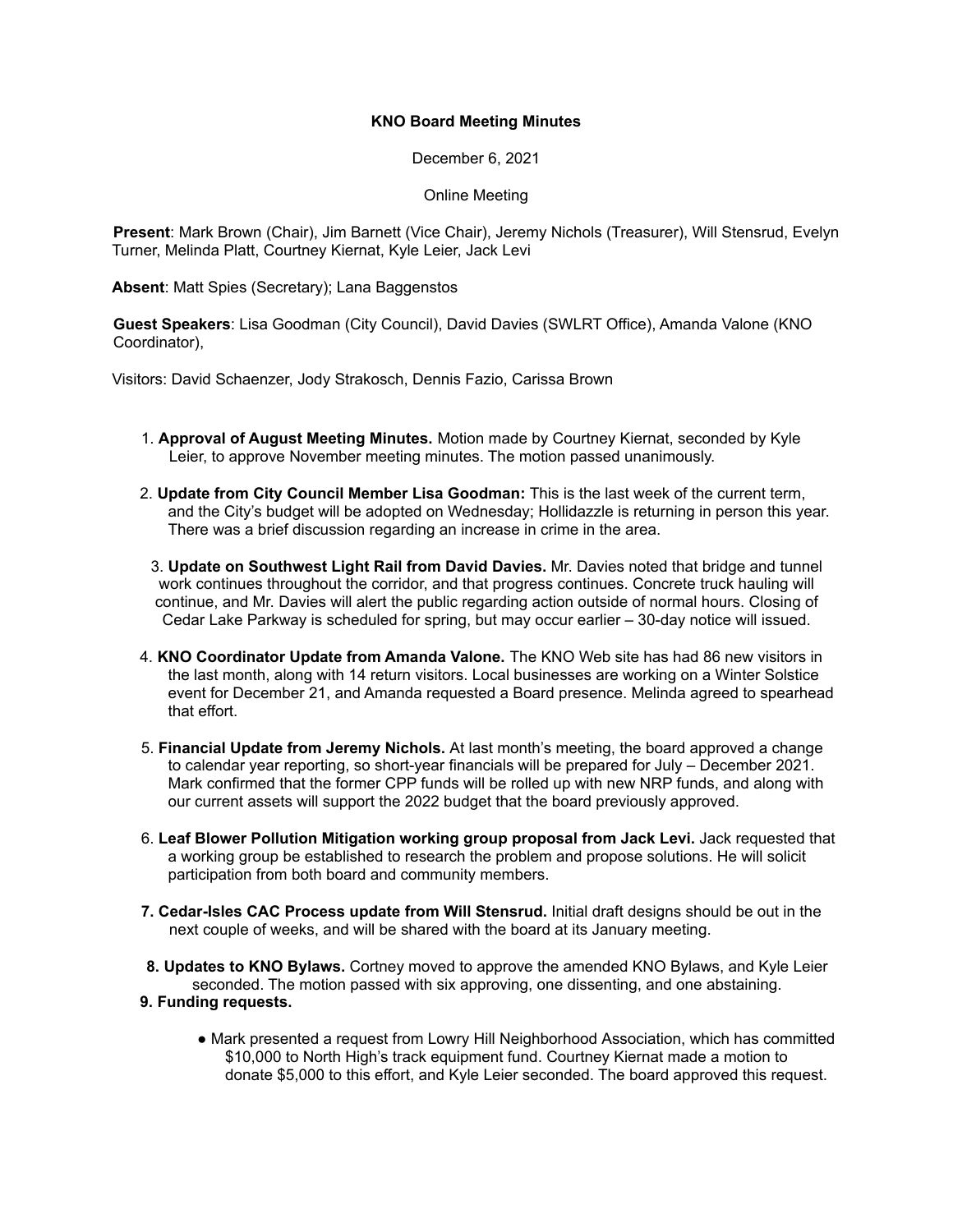**KNO Board Meeting Minutes**

December 6, 2021

Online Meeting

**Present**: Mark Brown (Chair), Jim Barnett (Vice Chair), Jeremy Nichols (Treasurer), Will Stensrud, Evelyn Turner, Melinda Platt, Courtney Kiernat, Kyle Leier, Jack Levi

**Absent**: Matt Spies (Secretary); Lana Baggenstos

**Guest Speakers**: Lisa Goodman (City Council), David Davies (SWLRT Office), Amanda Valone (KNO Coordinator),

Visitors: David Schaenzer, Jody Strakosch, Dennis Fazio, Carissa Brown

1. **Approval of August Meeting Minutes.** Motion made by Courtney Kiernat, seconded by Kyle Leier, to approve November meeting minutes. The motion passed unanimously.

2. **Update from City Council Member Lisa Goodman:** This is the last week of the current term, and the City's budget will be adopted on Wednesday; Hollidazzle is returning in person this year. There was a brief discussion regarding an increase in crime in the area.

3. **Update on Southwest Light Rail from David Davies.** Mr. Davies noted that bridge and tunnel work continues throughout the corridor, and that progress continues. Concrete truck hauling will continue, and Mr. Davies will alert the public regarding action outside of normal hours. Closing of Cedar Lake Parkway is scheduled for spring, but may occur earlier – 30-day notice will issued.

4. **KNO Coordinator Update from Amanda Valone.** The KNO Web site has had 86 new visitors in the last month, along with 14 return visitors. Local businesses are working on a Winter Solstice event for December 21, and Amanda requested a Board presence. Melinda agreed to spearhead that effort.

5. **Financial Update from Jeremy Nichols.** At last month's meeting, the board approved a change to calendar year reporting, so short-year financials will be prepared for July – December 2021. Mark confirmed that the former CPP funds will be rolled up with new NRP funds, and along with our current assets will support the 2022 budget that the board previously approved.

6. **Leaf Blower Pollution Mitigation working group proposal from Jack Levi.** Jack requested that a working group be established to research the problem and propose solutions. He will solicit participation from both board and community members.

7. **Cedar-Isles CAC Process update from Will Stensrud.** Initial draft designs should be out in the next couple of weeks, and will be shared with the board at its January meeting.

8. **Updates to KNO Bylaws.** Cortney moved to approve the amended KNO Bylaws, and Kyle Leier seconded. The motion passed with six approving, one dissenting, and one abstaining.

9. **Funding requests.**

   - Mark presented a request from Lowry Hill Neighborhood Association, which has committed $10,000 to North High's track equipment fund. Courtney Kiernat made a motion to donate $5,000 to this effort, and Kyle Leier seconded. The board approved this request.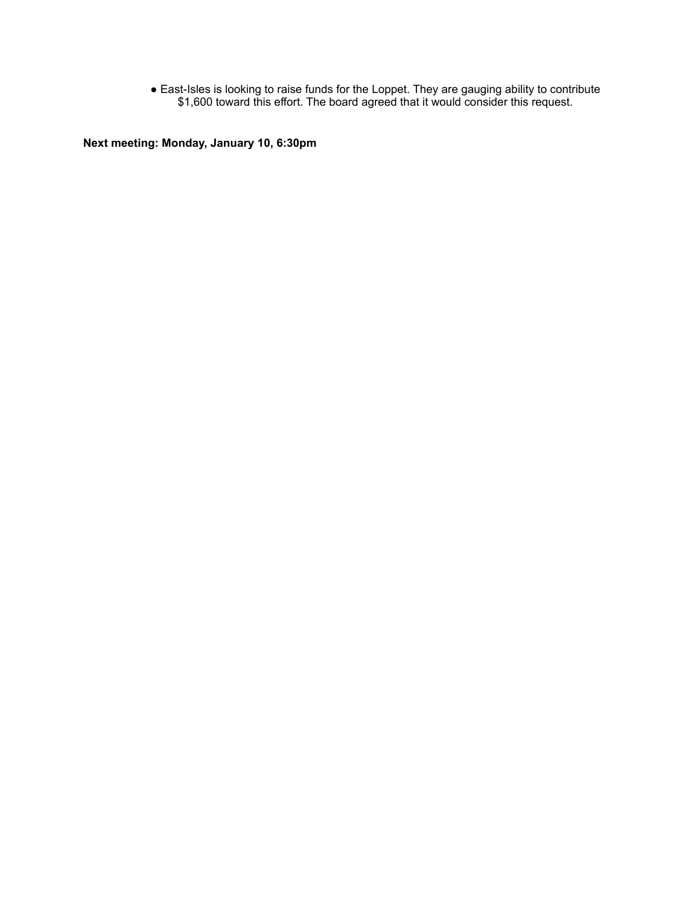- East-Isles is looking to raise funds for the Loppet. They are gauging ability to contribute $1,600 toward this effort. The board agreed that it would consider this request.

**Next meeting: Monday, January 10, 6:30pm**